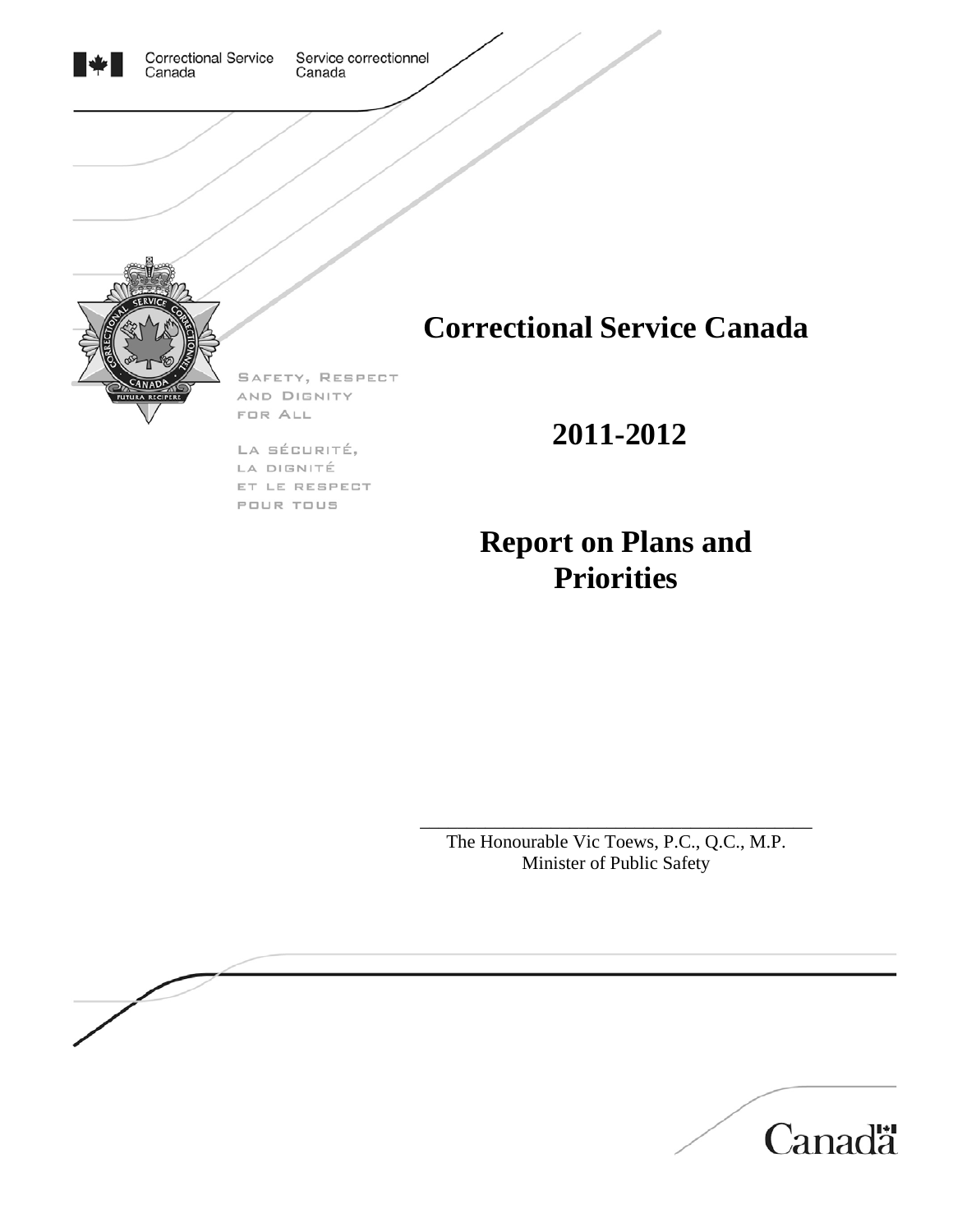Correctional Service Canada | Service correctionnel Canada

SAFETY, RESPECT AND DIGNITY FOR ALL

LA SÉCURITÉ, LA DIGNITÉ ET LE RESPECT POUR TOUS

# Correctional Service Canada

## 2011-2012

## Report on Plans and Priorities

---

The Honourable Vic Toews, P.C., Q.C., M.P.
Minister of Public Safety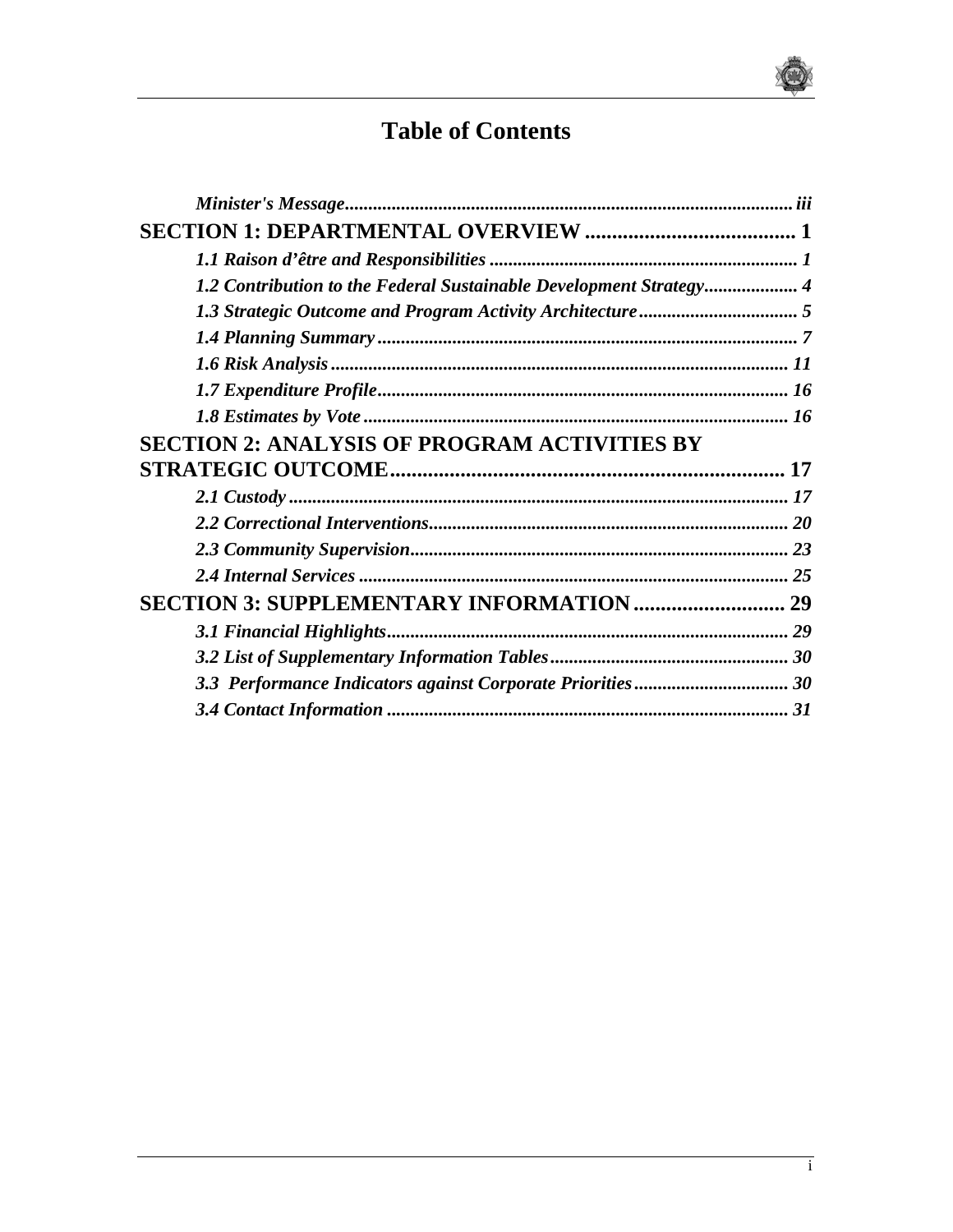# Table of Contents

*Minister's Message* ............................................................................................... *iii*

**SECTION 1: DEPARTMENTAL OVERVIEW** ....................................... **1**

- ***1.1 Raison d'être and Responsibilities*** ................................................................. ***1***
- ***1.2 Contribution to the Federal Sustainable Development Strategy*** .................... ***4***
- ***1.3 Strategic Outcome and Program Activity Architecture*** .................................. ***5***
- ***1.4 Planning Summary*** ........................................................................................ ***7***
- ***1.6 Risk Analysis*** ................................................................................................ ***11***
- ***1.7 Expenditure Profile*** ....................................................................................... ***16***
- ***1.8 Estimates by Vote*** ......................................................................................... ***16***

**SECTION 2: ANALYSIS OF PROGRAM ACTIVITIES BY STRATEGIC OUTCOME** ....................................................................... **17**

- ***2.1 Custody*** ........................................................................................................ ***17***
- ***2.2 Correctional Interventions*** ............................................................................ ***20***
- ***2.3 Community Supervision*** ................................................................................ ***23***
- ***2.4 Internal Services*** .......................................................................................... ***25***

**SECTION 3: SUPPLEMENTARY INFORMATION** ............................ **29**

- ***3.1 Financial Highlights*** ..................................................................................... ***29***
- ***3.2 List of Supplementary Information Tables*** .................................................. ***30***
- ***3.3 Performance Indicators against Corporate Priorities*** ................................. ***30***
- ***3.4 Contact Information*** ..................................................................................... ***31***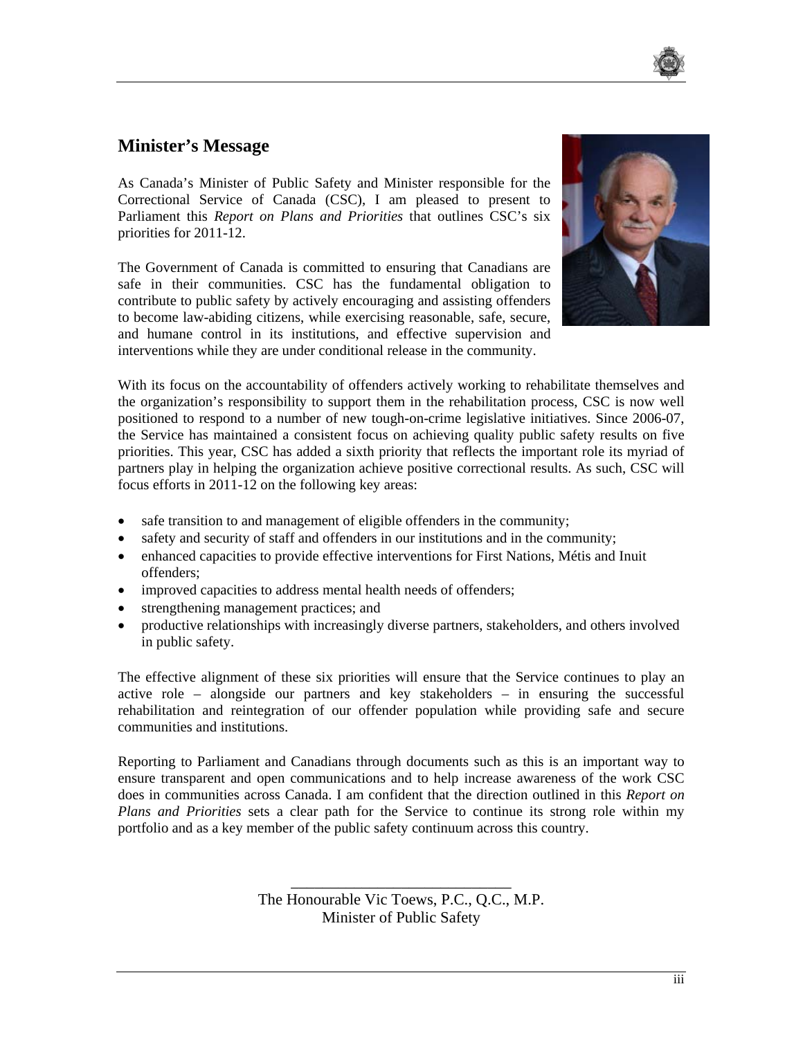## Minister's Message

As Canada's Minister of Public Safety and Minister responsible for the Correctional Service of Canada (CSC), I am pleased to present to Parliament this *Report on Plans and Priorities* that outlines CSC's six priorities for 2011-12.

The Government of Canada is committed to ensuring that Canadians are safe in their communities. CSC has the fundamental obligation to contribute to public safety by actively encouraging and assisting offenders to become law-abiding citizens, while exercising reasonable, safe, secure, and humane control in its institutions, and effective supervision and interventions while they are under conditional release in the community.

With its focus on the accountability of offenders actively working to rehabilitate themselves and the organization's responsibility to support them in the rehabilitation process, CSC is now well positioned to respond to a number of new tough-on-crime legislative initiatives. Since 2006-07, the Service has maintained a consistent focus on achieving quality public safety results on five priorities. This year, CSC has added a sixth priority that reflects the important role its myriad of partners play in helping the organization achieve positive correctional results. As such, CSC will focus efforts in 2011-12 on the following key areas:

- safe transition to and management of eligible offenders in the community;
- safety and security of staff and offenders in our institutions and in the community;
- enhanced capacities to provide effective interventions for First Nations, Métis and Inuit offenders;
- improved capacities to address mental health needs of offenders;
- strengthening management practices; and
- productive relationships with increasingly diverse partners, stakeholders, and others involved in public safety.

The effective alignment of these six priorities will ensure that the Service continues to play an active role – alongside our partners and key stakeholders – in ensuring the successful rehabilitation and reintegration of our offender population while providing safe and secure communities and institutions.

Reporting to Parliament and Canadians through documents such as this is an important way to ensure transparent and open communications and to help increase awareness of the work CSC does in communities across Canada. I am confident that the direction outlined in this *Report on Plans and Priorities* sets a clear path for the Service to continue its strong role within my portfolio and as a key member of the public safety continuum across this country.

\_\_\_\_\_\_\_\_\_\_\_\_\_\_\_\_\_\_\_\_\_\_\_\_\_\_\_\_

The Honourable Vic Toews, P.C., Q.C., M.P.
Minister of Public Safety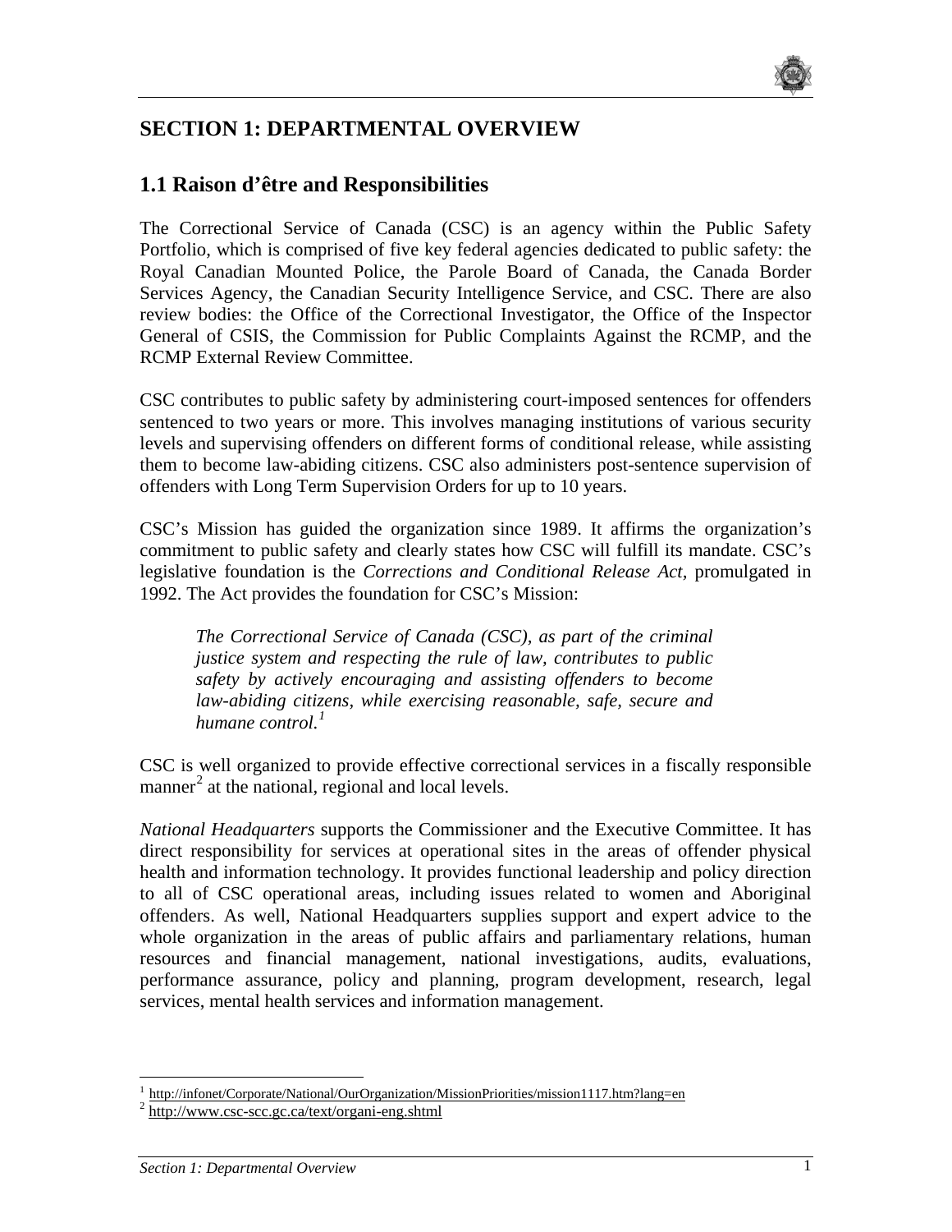# SECTION 1: DEPARTMENTAL OVERVIEW

## 1.1 Raison d'être and Responsibilities

The Correctional Service of Canada (CSC) is an agency within the Public Safety Portfolio, which is comprised of five key federal agencies dedicated to public safety: the Royal Canadian Mounted Police, the Parole Board of Canada, the Canada Border Services Agency, the Canadian Security Intelligence Service, and CSC. There are also review bodies: the Office of the Correctional Investigator, the Office of the Inspector General of CSIS, the Commission for Public Complaints Against the RCMP, and the RCMP External Review Committee.

CSC contributes to public safety by administering court-imposed sentences for offenders sentenced to two years or more. This involves managing institutions of various security levels and supervising offenders on different forms of conditional release, while assisting them to become law-abiding citizens. CSC also administers post-sentence supervision of offenders with Long Term Supervision Orders for up to 10 years.

CSC's Mission has guided the organization since 1989. It affirms the organization's commitment to public safety and clearly states how CSC will fulfill its mandate. CSC's legislative foundation is the *Corrections and Conditional Release Act,* promulgated in 1992. The Act provides the foundation for CSC's Mission:

> *The Correctional Service of Canada (CSC), as part of the criminal justice system and respecting the rule of law, contributes to public safety by actively encouraging and assisting offenders to become law-abiding citizens, while exercising reasonable, safe, secure and humane control.*[1]

CSC is well organized to provide effective correctional services in a fiscally responsible manner[2] at the national, regional and local levels.

*National Headquarters* supports the Commissioner and the Executive Committee. It has direct responsibility for services at operational sites in the areas of offender physical health and information technology. It provides functional leadership and policy direction to all of CSC operational areas, including issues related to women and Aboriginal offenders. As well, National Headquarters supplies support and expert advice to the whole organization in the areas of public affairs and parliamentary relations, human resources and financial management, national investigations, audits, evaluations, performance assurance, policy and planning, program development, research, legal services, mental health services and information management.

---

[1] http://infonet/Corporate/National/OurOrganization/MissionPriorities/mission1117.htm?lang=en

[2] http://www.csc-scc.gc.ca/text/organi-eng.shtml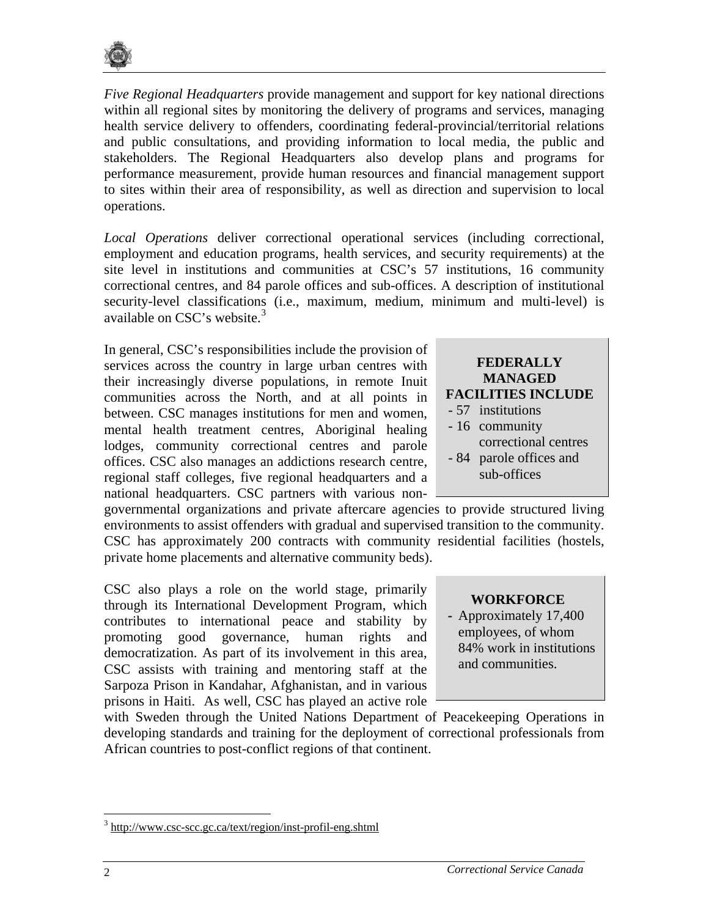*Five Regional Headquarters* provide management and support for key national directions within all regional sites by monitoring the delivery of programs and services, managing health service delivery to offenders, coordinating federal-provincial/territorial relations and public consultations, and providing information to local media, the public and stakeholders. The Regional Headquarters also develop plans and programs for performance measurement, provide human resources and financial management support to sites within their area of responsibility, as well as direction and supervision to local operations.

*Local Operations* deliver correctional operational services (including correctional, employment and education programs, health services, and security requirements) at the site level in institutions and communities at CSC's 57 institutions, 16 community correctional centres, and 84 parole offices and sub-offices. A description of institutional security-level classifications (i.e., maximum, medium, minimum and multi-level) is available on CSC's website.[3]

In general, CSC's responsibilities include the provision of services across the country in large urban centres with their increasingly diverse populations, in remote Inuit communities across the North, and at all points in between. CSC manages institutions for men and women, mental health treatment centres, Aboriginal healing lodges, community correctional centres and parole offices. CSC also manages an addictions research centre, regional staff colleges, five regional headquarters and a national headquarters. CSC partners with various non-governmental organizations and private aftercare agencies to provide structured living environments to assist offenders with gradual and supervised transition to the community. CSC has approximately 200 contracts with community residential facilities (hostels, private home placements and alternative community beds).

**FEDERALLY MANAGED FACILITIES INCLUDE**

- 57 institutions
- 16 community correctional centres
- 84 parole offices and sub-offices

CSC also plays a role on the world stage, primarily through its International Development Program, which contributes to international peace and stability by promoting good governance, human rights and democratization. As part of its involvement in this area, CSC assists with training and mentoring staff at the Sarpoza Prison in Kandahar, Afghanistan, and in various prisons in Haiti. As well, CSC has played an active role with Sweden through the United Nations Department of Peacekeeping Operations in developing standards and training for the deployment of correctional professionals from African countries to post-conflict regions of that continent.

**WORKFORCE**

- Approximately 17,400 employees, of whom 84% work in institutions and communities.

---

[3] http://www.csc-scc.gc.ca/text/region/inst-profil-eng.shtml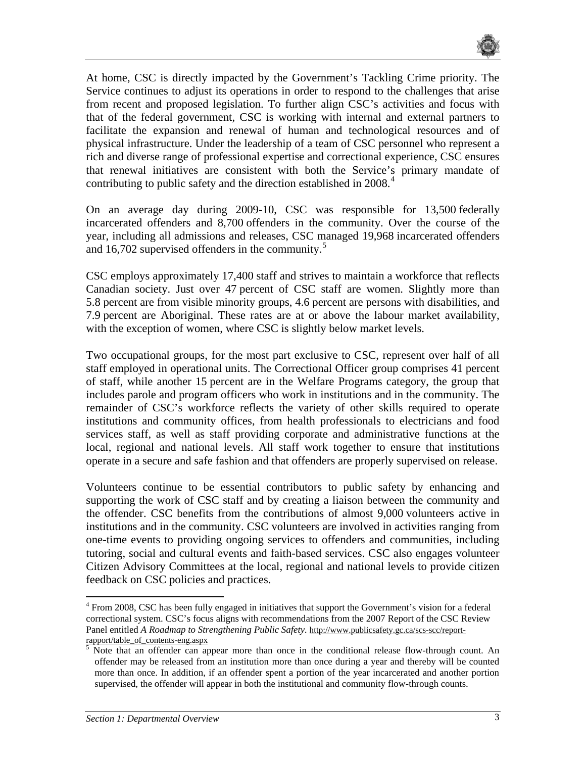At home, CSC is directly impacted by the Government's Tackling Crime priority. The Service continues to adjust its operations in order to respond to the challenges that arise from recent and proposed legislation. To further align CSC's activities and focus with that of the federal government, CSC is working with internal and external partners to facilitate the expansion and renewal of human and technological resources and of physical infrastructure. Under the leadership of a team of CSC personnel who represent a rich and diverse range of professional expertise and correctional experience, CSC ensures that renewal initiatives are consistent with both the Service's primary mandate of contributing to public safety and the direction established in 2008.[4]

On an average day during 2009-10, CSC was responsible for 13,500 federally incarcerated offenders and 8,700 offenders in the community. Over the course of the year, including all admissions and releases, CSC managed 19,968 incarcerated offenders and 16,702 supervised offenders in the community.[5]

CSC employs approximately 17,400 staff and strives to maintain a workforce that reflects Canadian society. Just over 47 percent of CSC staff are women. Slightly more than 5.8 percent are from visible minority groups, 4.6 percent are persons with disabilities, and 7.9 percent are Aboriginal. These rates are at or above the labour market availability, with the exception of women, where CSC is slightly below market levels.

Two occupational groups, for the most part exclusive to CSC, represent over half of all staff employed in operational units. The Correctional Officer group comprises 41 percent of staff, while another 15 percent are in the Welfare Programs category, the group that includes parole and program officers who work in institutions and in the community. The remainder of CSC's workforce reflects the variety of other skills required to operate institutions and community offices, from health professionals to electricians and food services staff, as well as staff providing corporate and administrative functions at the local, regional and national levels. All staff work together to ensure that institutions operate in a secure and safe fashion and that offenders are properly supervised on release.

Volunteers continue to be essential contributors to public safety by enhancing and supporting the work of CSC staff and by creating a liaison between the community and the offender. CSC benefits from the contributions of almost 9,000 volunteers active in institutions and in the community. CSC volunteers are involved in activities ranging from one-time events to providing ongoing services to offenders and communities, including tutoring, social and cultural events and faith-based services. CSC also engages volunteer Citizen Advisory Committees at the local, regional and national levels to provide citizen feedback on CSC policies and practices.

---

[4] From 2008, CSC has been fully engaged in initiatives that support the Government's vision for a federal correctional system. CSC's focus aligns with recommendations from the 2007 Report of the CSC Review Panel entitled *A Roadmap to Strengthening Public Safety*. http://www.publicsafety.gc.ca/scs-scc/report-rapport/table_of_contents-eng.aspx

[5] Note that an offender can appear more than once in the conditional release flow-through count. An offender may be released from an institution more than once during a year and thereby will be counted more than once. In addition, if an offender spent a portion of the year incarcerated and another portion supervised, the offender will appear in both the institutional and community flow-through counts.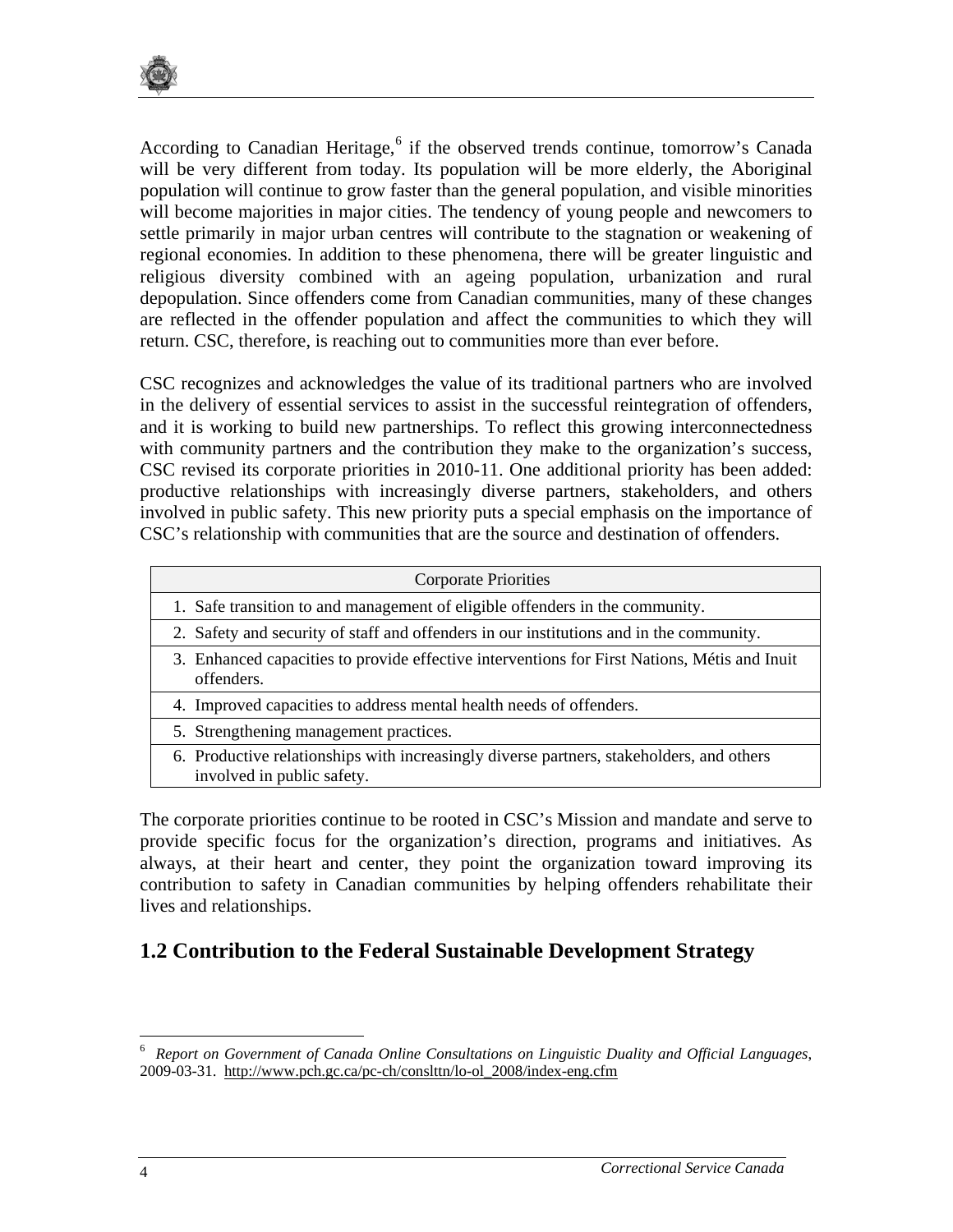According to Canadian Heritage,[6] if the observed trends continue, tomorrow's Canada will be very different from today. Its population will be more elderly, the Aboriginal population will continue to grow faster than the general population, and visible minorities will become majorities in major cities. The tendency of young people and newcomers to settle primarily in major urban centres will contribute to the stagnation or weakening of regional economies. In addition to these phenomena, there will be greater linguistic and religious diversity combined with an ageing population, urbanization and rural depopulation. Since offenders come from Canadian communities, many of these changes are reflected in the offender population and affect the communities to which they will return. CSC, therefore, is reaching out to communities more than ever before.

CSC recognizes and acknowledges the value of its traditional partners who are involved in the delivery of essential services to assist in the successful reintegration of offenders, and it is working to build new partnerships. To reflect this growing interconnectedness with community partners and the contribution they make to the organization's success, CSC revised its corporate priorities in 2010-11. One additional priority has been added: productive relationships with increasingly diverse partners, stakeholders, and others involved in public safety. This new priority puts a special emphasis on the importance of CSC's relationship with communities that are the source and destination of offenders.

| Corporate Priorities |
|---|
| 1. Safe transition to and management of eligible offenders in the community. |
| 2. Safety and security of staff and offenders in our institutions and in the community. |
| 3. Enhanced capacities to provide effective interventions for First Nations, Métis and Inuit offenders. |
| 4. Improved capacities to address mental health needs of offenders. |
| 5. Strengthening management practices. |
| 6. Productive relationships with increasingly diverse partners, stakeholders, and others involved in public safety. |

The corporate priorities continue to be rooted in CSC's Mission and mandate and serve to provide specific focus for the organization's direction, programs and initiatives. As always, at their heart and center, they point the organization toward improving its contribution to safety in Canadian communities by helping offenders rehabilitate their lives and relationships.

## 1.2 Contribution to the Federal Sustainable Development Strategy

---

[6] *Report on Government of Canada Online Consultations on Linguistic Duality and Official Languages*, 2009-03-31. http://www.pch.gc.ca/pc-ch/conslttn/lo-ol_2008/index-eng.cfm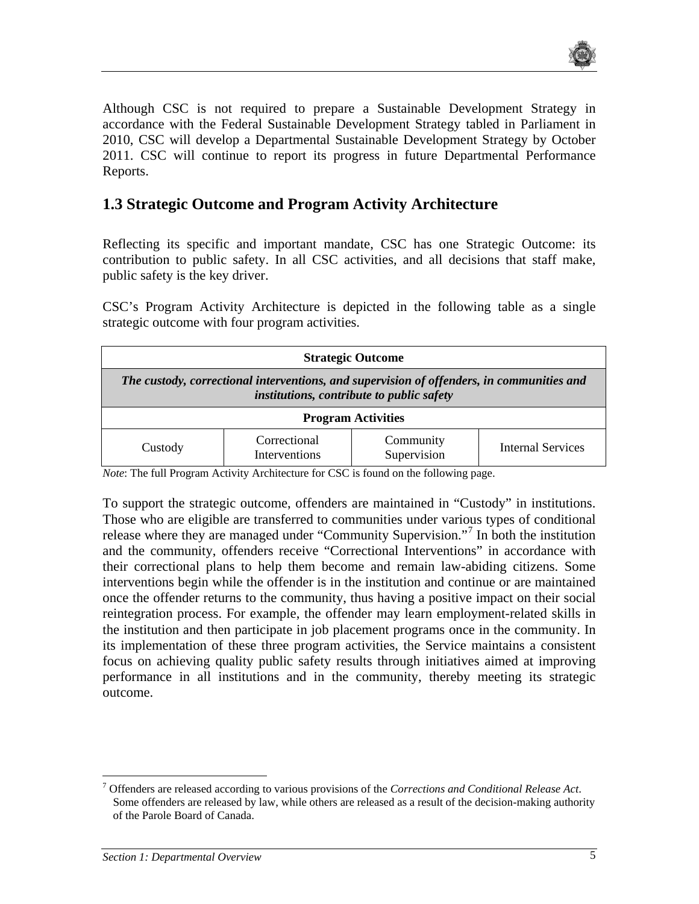Although CSC is not required to prepare a Sustainable Development Strategy in accordance with the Federal Sustainable Development Strategy tabled in Parliament in 2010, CSC will develop a Departmental Sustainable Development Strategy by October 2011. CSC will continue to report its progress in future Departmental Performance Reports.

## 1.3 Strategic Outcome and Program Activity Architecture

Reflecting its specific and important mandate, CSC has one Strategic Outcome: its contribution to public safety. In all CSC activities, and all decisions that staff make, public safety is the key driver.

CSC's Program Activity Architecture is depicted in the following table as a single strategic outcome with four program activities.

| **Strategic Outcome** | | | |
|---|---|---|---|
| ***The custody, correctional interventions, and supervision of offenders, in communities and institutions, contribute to public safety*** | | | |
| **Program Activities** | | | |
| Custody | Correctional Interventions | Community Supervision | Internal Services |

*Note*: The full Program Activity Architecture for CSC is found on the following page.

To support the strategic outcome, offenders are maintained in "Custody" in institutions. Those who are eligible are transferred to communities under various types of conditional release where they are managed under "Community Supervision."[7] In both the institution and the community, offenders receive "Correctional Interventions" in accordance with their correctional plans to help them become and remain law-abiding citizens. Some interventions begin while the offender is in the institution and continue or are maintained once the offender returns to the community, thus having a positive impact on their social reintegration process. For example, the offender may learn employment-related skills in the institution and then participate in job placement programs once in the community. In its implementation of these three program activities, the Service maintains a consistent focus on achieving quality public safety results through initiatives aimed at improving performance in all institutions and in the community, thereby meeting its strategic outcome.

[7] Offenders are released according to various provisions of the *Corrections and Conditional Release Act*. Some offenders are released by law, while others are released as a result of the decision-making authority of the Parole Board of Canada.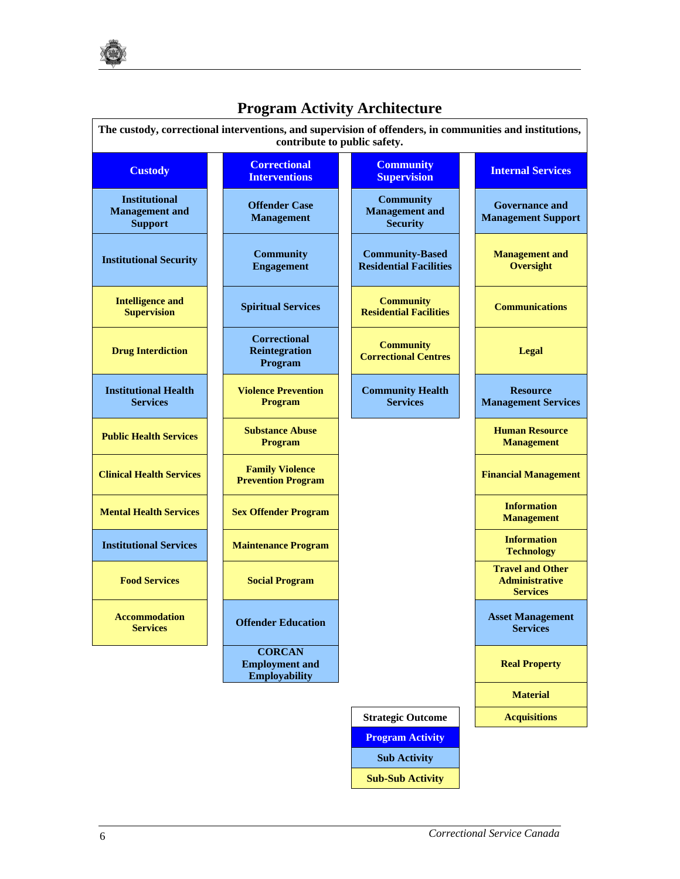# Program Activity Architecture

**The custody, correctional interventions, and supervision of offenders, in communities and institutions, contribute to public safety.**

| Custody | Correctional Interventions | Community Supervision | Internal Services |
|---|---|---|---|
| Institutional Management and Support | Offender Case Management | Community Management and Security | Governance and Management Support |
| Institutional Security | Community Engagement | Community-Based Residential Facilities | Management and Oversight |
| Intelligence and Supervision | Spiritual Services | Community Residential Facilities | Communications |
| Drug Interdiction | Correctional Reintegration Program | Community Correctional Centres | Legal |
| Institutional Health Services | Violence Prevention Program | Community Health Services | Resource Management Services |
| Public Health Services | Substance Abuse Program | | Human Resource Management |
| Clinical Health Services | Family Violence Prevention Program | | Financial Management |
| Mental Health Services | Sex Offender Program | | Information Management |
| Institutional Services | Maintenance Program | | Information Technology |
| Food Services | Social Program | | Travel and Other Administrative Services |
| Accommodation Services | Offender Education | | Asset Management Services |
| | CORCAN Employment and Employability | | Real Property |
| | | | Material |
| | | | Acquisitions |

**Legend:**

- Strategic Outcome
- Program Activity
- Sub Activity
- Sub-Sub Activity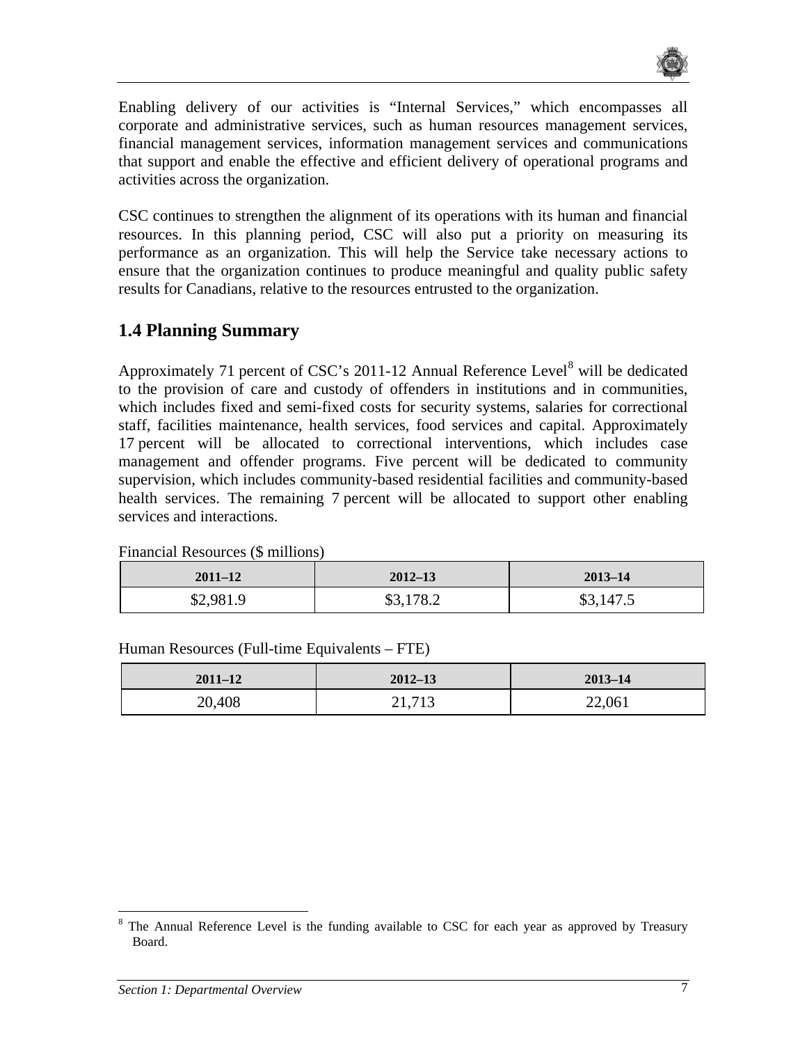Enabling delivery of our activities is "Internal Services," which encompasses all corporate and administrative services, such as human resources management services, financial management services, information management services and communications that support and enable the effective and efficient delivery of operational programs and activities across the organization.

CSC continues to strengthen the alignment of its operations with its human and financial resources. In this planning period, CSC will also put a priority on measuring its performance as an organization. This will help the Service take necessary actions to ensure that the organization continues to produce meaningful and quality public safety results for Canadians, relative to the resources entrusted to the organization.

## 1.4 Planning Summary

Approximately 71 percent of CSC's 2011-12 Annual Reference Level[8] will be dedicated to the provision of care and custody of offenders in institutions and in communities, which includes fixed and semi-fixed costs for security systems, salaries for correctional staff, facilities maintenance, health services, food services and capital. Approximately 17 percent will be allocated to correctional interventions, which includes case management and offender programs. Five percent will be dedicated to community supervision, which includes community-based residential facilities and community-based health services. The remaining 7 percent will be allocated to support other enabling services and interactions.

Financial Resources ($ millions)

| 2011–12 | 2012–13 | 2013–14 |
|---|---|---|
| $2,981.9 | $3,178.2 | $3,147.5 |

Human Resources (Full-time Equivalents – FTE)

| 2011–12 | 2012–13 | 2013–14 |
|---|---|---|
| 20,408 | 21,713 | 22,061 |

[8] The Annual Reference Level is the funding available to CSC for each year as approved by Treasury Board.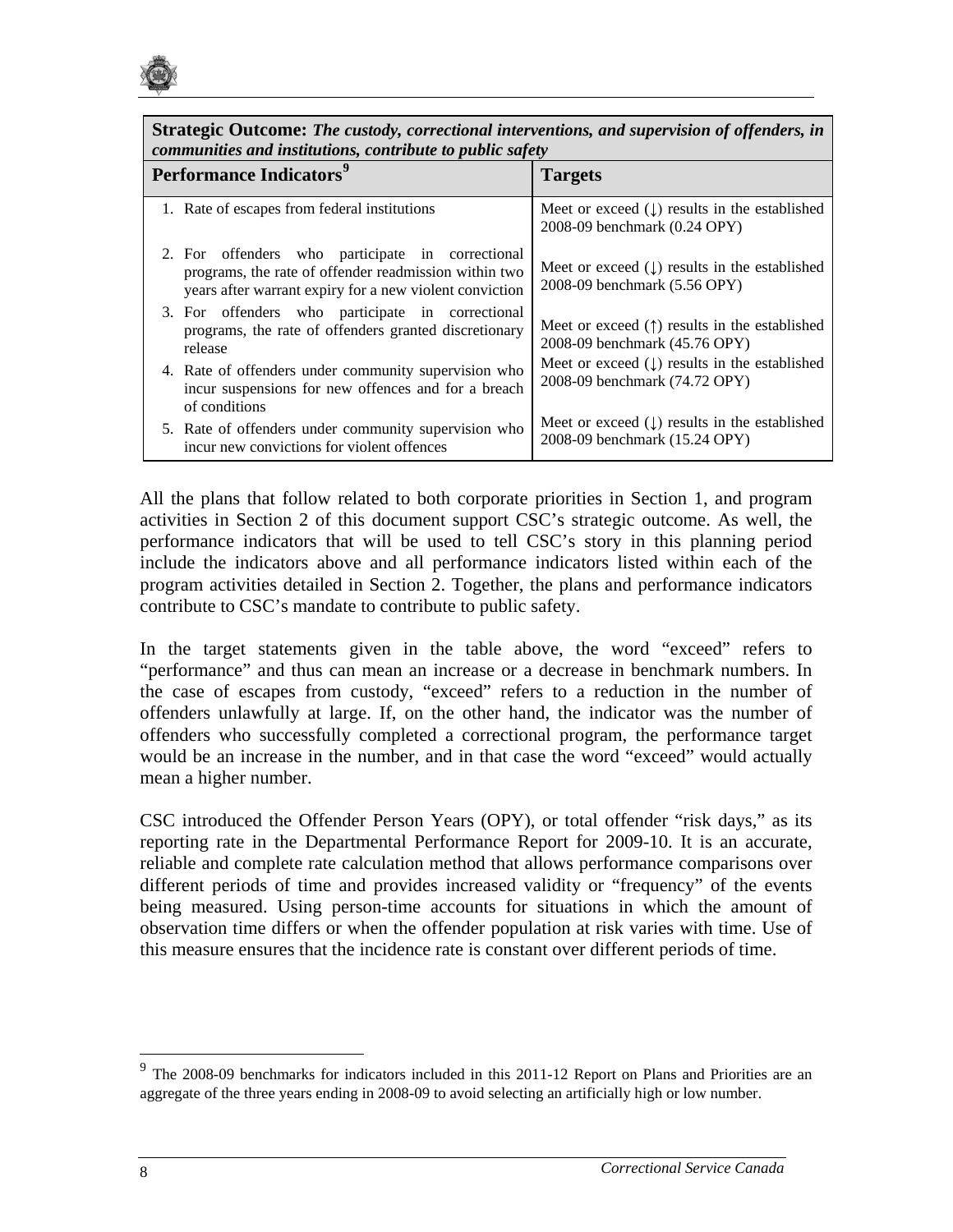| **Strategic Outcome:** ***The custody, correctional interventions, and supervision of offenders, in communities and institutions, contribute to public safety*** | |
|---|---|
| **Performance Indicators**[9] | **Targets** |
| 1. Rate of escapes from federal institutions | Meet or exceed (↓) results in the established 2008-09 benchmark (0.24 OPY) |
| 2. For offenders who participate in correctional programs, the rate of offender readmission within two years after warrant expiry for a new violent conviction | Meet or exceed (↓) results in the established 2008-09 benchmark (5.56 OPY) |
| 3. For offenders who participate in correctional programs, the rate of offenders granted discretionary release | Meet or exceed (↑) results in the established 2008-09 benchmark (45.76 OPY) |
| 4. Rate of offenders under community supervision who incur suspensions for new offences and for a breach of conditions | Meet or exceed (↓) results in the established 2008-09 benchmark (74.72 OPY) |
| 5. Rate of offenders under community supervision who incur new convictions for violent offences | Meet or exceed (↓) results in the established 2008-09 benchmark (15.24 OPY) |

All the plans that follow related to both corporate priorities in Section 1, and program activities in Section 2 of this document support CSC's strategic outcome. As well, the performance indicators that will be used to tell CSC's story in this planning period include the indicators above and all performance indicators listed within each of the program activities detailed in Section 2. Together, the plans and performance indicators contribute to CSC's mandate to contribute to public safety.

In the target statements given in the table above, the word "exceed" refers to "performance" and thus can mean an increase or a decrease in benchmark numbers. In the case of escapes from custody, "exceed" refers to a reduction in the number of offenders unlawfully at large. If, on the other hand, the indicator was the number of offenders who successfully completed a correctional program, the performance target would be an increase in the number, and in that case the word "exceed" would actually mean a higher number.

CSC introduced the Offender Person Years (OPY), or total offender "risk days," as its reporting rate in the Departmental Performance Report for 2009-10. It is an accurate, reliable and complete rate calculation method that allows performance comparisons over different periods of time and provides increased validity or "frequency" of the events being measured. Using person-time accounts for situations in which the amount of observation time differs or when the offender population at risk varies with time. Use of this measure ensures that the incidence rate is constant over different periods of time.

[9] The 2008-09 benchmarks for indicators included in this 2011-12 Report on Plans and Priorities are an aggregate of the three years ending in 2008-09 to avoid selecting an artificially high or low number.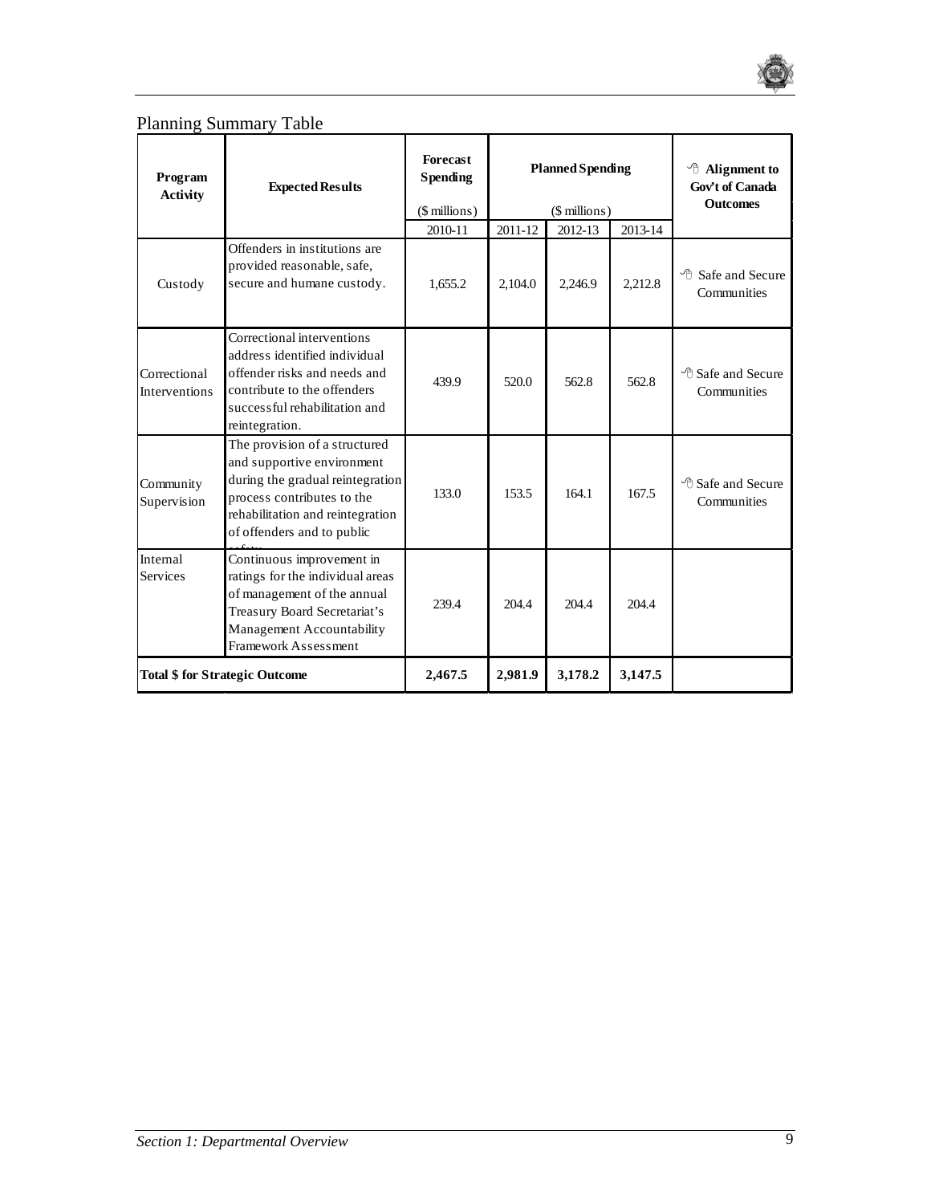## Planning Summary Table

| Program Activity | Expected Results | Forecast Spending ($ millions) | Planned Spending ($ millions) | | | Alignment to Gov't of Canada Outcomes |
|---|---|---|---|---|---|---|
| | | 2010-11 | 2011-12 | 2012-13 | 2013-14 | |
| Custody | Offenders in institutions are provided reasonable, safe, secure and humane custody. | 1,655.2 | 2,104.0 | 2,246.9 | 2,212.8 | Safe and Secure Communities |
| Correctional Interventions | Correctional interventions address identified individual offender risks and needs and contribute to the offenders successful rehabilitation and reintegration. | 439.9 | 520.0 | 562.8 | 562.8 | Safe and Secure Communities |
| Community Supervision | The provision of a structured and supportive environment during the gradual reintegration process contributes to the rehabilitation and reintegration of offenders and to public safety. | 133.0 | 153.5 | 164.1 | 167.5 | Safe and Secure Communities |
| Internal Services | Continuous improvement in ratings for the individual areas of management of the annual Treasury Board Secretariat's Management Accountability Framework Assessment | 239.4 | 204.4 | 204.4 | 204.4 | |
| **Total $ for Strategic Outcome** | | **2,467.5** | **2,981.9** | **3,178.2** | **3,147.5** | |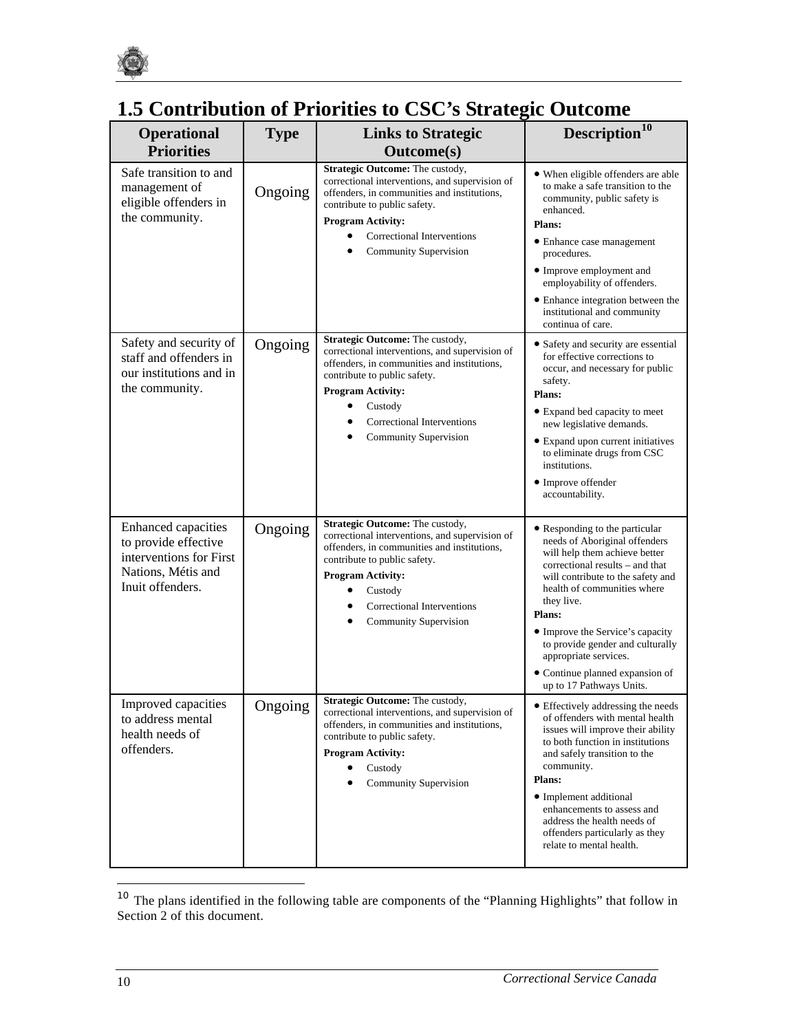# 1.5 Contribution of Priorities to CSC's Strategic Outcome

| Operational Priorities | Type | Links to Strategic Outcome(s) | Description[10] |
|---|---|---|---|
| Safe transition to and management of eligible offenders in the community. | Ongoing | **Strategic Outcome:** The custody, correctional interventions, and supervision of offenders, in communities and institutions, contribute to public safety.<br>**Program Activity:**<br>• Correctional Interventions<br>• Community Supervision | • When eligible offenders are able to make a safe transition to the community, public safety is enhanced.<br>**Plans:**<br>• Enhance case management procedures.<br>• Improve employment and employability of offenders.<br>• Enhance integration between the institutional and community continua of care. |
| Safety and security of staff and offenders in our institutions and in the community. | Ongoing | **Strategic Outcome:** The custody, correctional interventions, and supervision of offenders, in communities and institutions, contribute to public safety.<br>**Program Activity:**<br>• Custody<br>• Correctional Interventions<br>• Community Supervision | • Safety and security are essential for effective corrections to occur, and necessary for public safety.<br>**Plans:**<br>• Expand bed capacity to meet new legislative demands.<br>• Expand upon current initiatives to eliminate drugs from CSC institutions.<br>• Improve offender accountability. |
| Enhanced capacities to provide effective interventions for First Nations, Métis and Inuit offenders. | Ongoing | **Strategic Outcome:** The custody, correctional interventions, and supervision of offenders, in communities and institutions, contribute to public safety.<br>**Program Activity:**<br>• Custody<br>• Correctional Interventions<br>• Community Supervision | • Responding to the particular needs of Aboriginal offenders will help them achieve better correctional results – and that will contribute to the safety and health of communities where they live.<br>**Plans:**<br>• Improve the Service's capacity to provide gender and culturally appropriate services.<br>• Continue planned expansion of up to 17 Pathways Units. |
| Improved capacities to address mental health needs of offenders. | Ongoing | **Strategic Outcome:** The custody, correctional interventions, and supervision of offenders, in communities and institutions, contribute to public safety.<br>**Program Activity:**<br>• Custody<br>• Community Supervision | • Effectively addressing the needs of offenders with mental health issues will improve their ability to both function in institutions and safely transition to the community.<br>**Plans:**<br>• Implement additional enhancements to assess and address the health needs of offenders particularly as they relate to mental health. |

[10] The plans identified in the following table are components of the "Planning Highlights" that follow in Section 2 of this document.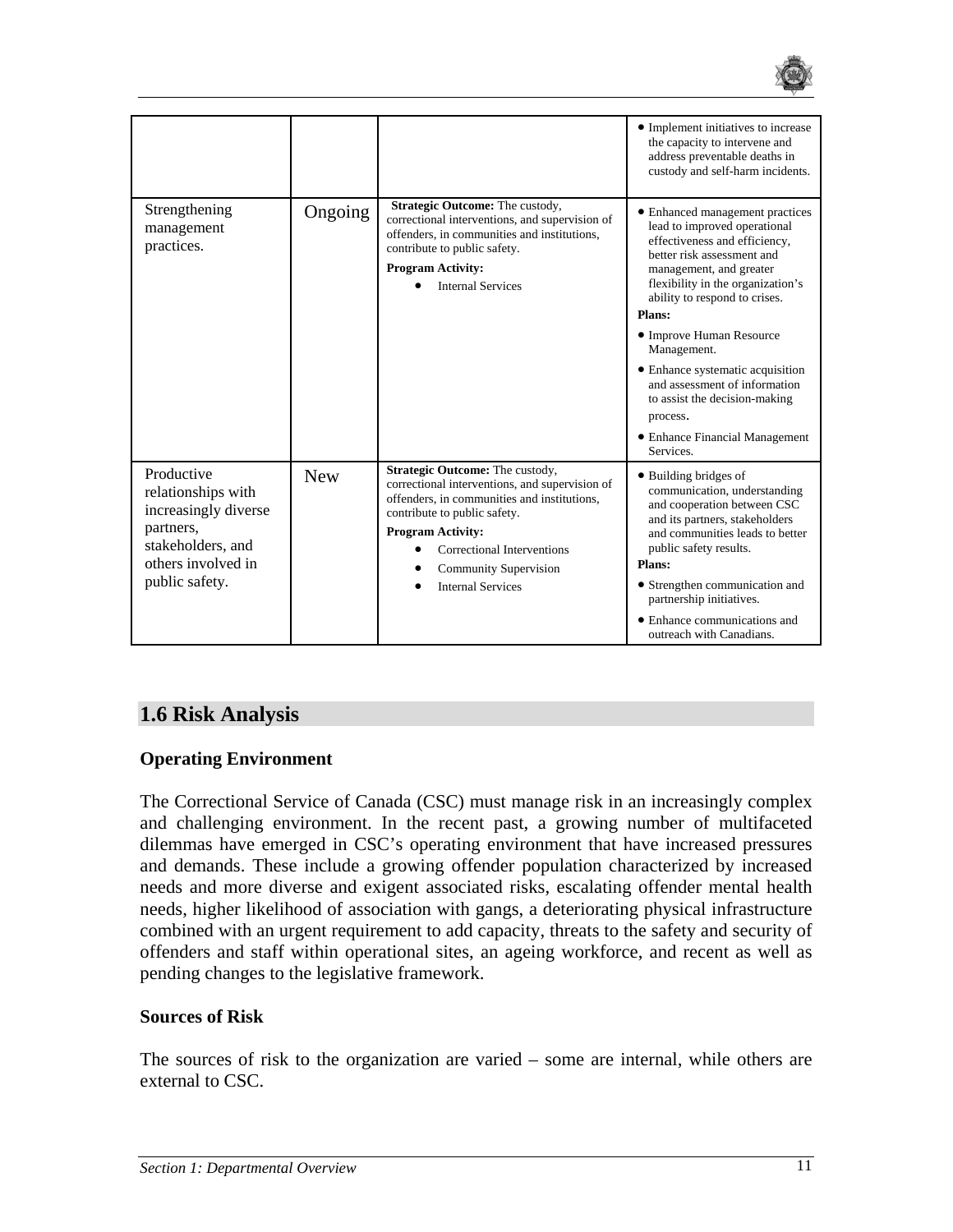| | | | • Implement initiatives to increase the capacity to intervene and address preventable deaths in custody and self-harm incidents. |
|---|---|---|---|
| Strengthening management practices. | Ongoing | **Strategic Outcome:** The custody, correctional interventions, and supervision of offenders, in communities and institutions, contribute to public safety.<br>**Program Activity:**<br>• Internal Services | • Enhanced management practices lead to improved operational effectiveness and efficiency, better risk assessment and management, and greater flexibility in the organization's ability to respond to crises.<br>**Plans:**<br>• Improve Human Resource Management.<br>• Enhance systematic acquisition and assessment of information to assist the decision-making process.<br>• Enhance Financial Management Services. |
| Productive relationships with increasingly diverse partners, stakeholders, and others involved in public safety. | New | **Strategic Outcome:** The custody, correctional interventions, and supervision of offenders, in communities and institutions, contribute to public safety.<br>**Program Activity:**<br>• Correctional Interventions<br>• Community Supervision<br>• Internal Services | • Building bridges of communication, understanding and cooperation between CSC and its partners, stakeholders and communities leads to better public safety results.<br>**Plans:**<br>• Strengthen communication and partnership initiatives.<br>• Enhance communications and outreach with Canadians. |

## 1.6 Risk Analysis

### Operating Environment

The Correctional Service of Canada (CSC) must manage risk in an increasingly complex and challenging environment. In the recent past, a growing number of multifaceted dilemmas have emerged in CSC's operating environment that have increased pressures and demands. These include a growing offender population characterized by increased needs and more diverse and exigent associated risks, escalating offender mental health needs, higher likelihood of association with gangs, a deteriorating physical infrastructure combined with an urgent requirement to add capacity, threats to the safety and security of offenders and staff within operational sites, an ageing workforce, and recent as well as pending changes to the legislative framework.

### Sources of Risk

The sources of risk to the organization are varied – some are internal, while others are external to CSC.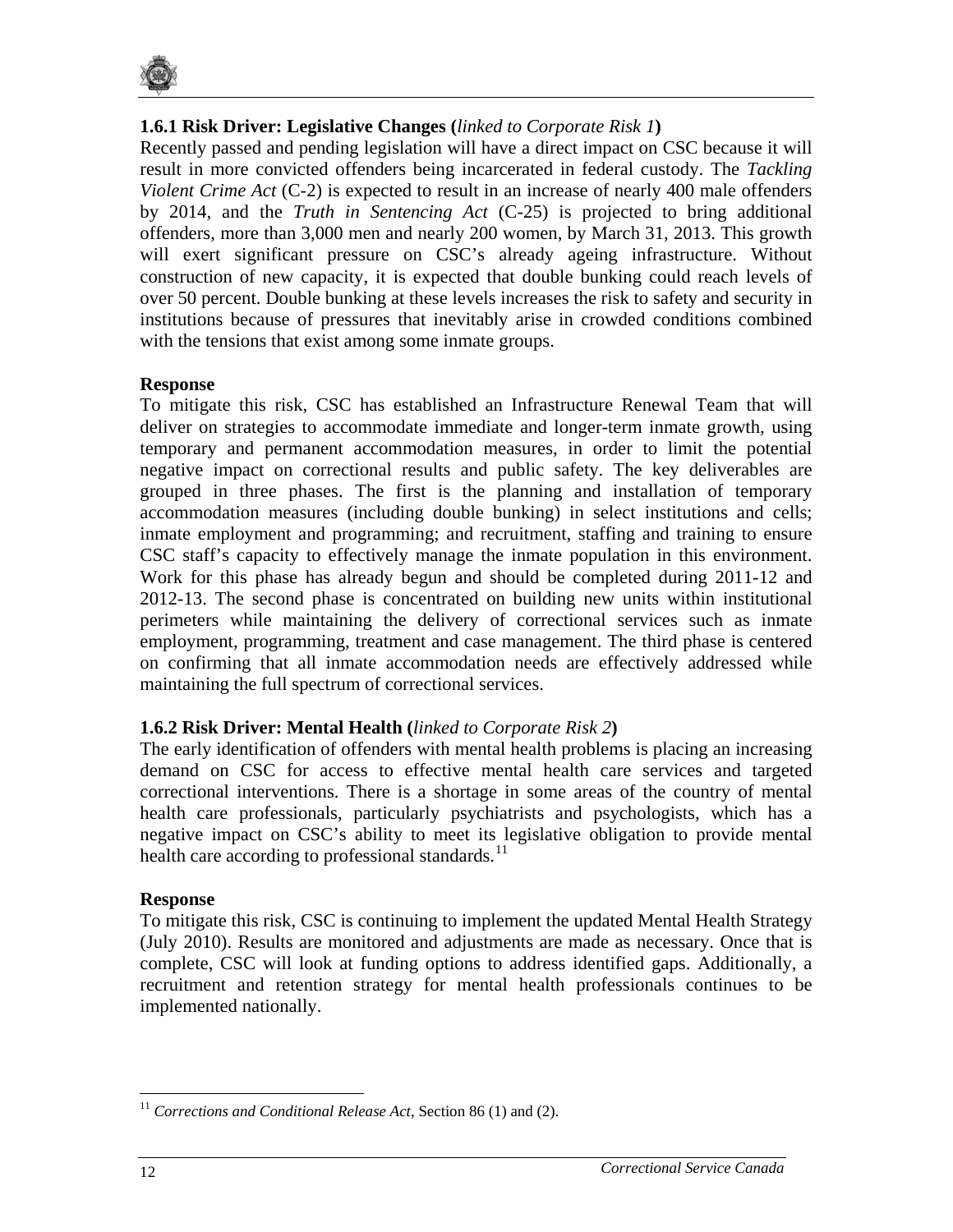### 1.6.1 Risk Driver: Legislative Changes (*linked to Corporate Risk 1*)

Recently passed and pending legislation will have a direct impact on CSC because it will result in more convicted offenders being incarcerated in federal custody. The *Tackling Violent Crime Act* (C-2) is expected to result in an increase of nearly 400 male offenders by 2014, and the *Truth in Sentencing Act* (C-25) is projected to bring additional offenders, more than 3,000 men and nearly 200 women, by March 31, 2013. This growth will exert significant pressure on CSC's already ageing infrastructure. Without construction of new capacity, it is expected that double bunking could reach levels of over 50 percent. Double bunking at these levels increases the risk to safety and security in institutions because of pressures that inevitably arise in crowded conditions combined with the tensions that exist among some inmate groups.

**Response**

To mitigate this risk, CSC has established an Infrastructure Renewal Team that will deliver on strategies to accommodate immediate and longer-term inmate growth, using temporary and permanent accommodation measures, in order to limit the potential negative impact on correctional results and public safety. The key deliverables are grouped in three phases. The first is the planning and installation of temporary accommodation measures (including double bunking) in select institutions and cells; inmate employment and programming; and recruitment, staffing and training to ensure CSC staff's capacity to effectively manage the inmate population in this environment. Work for this phase has already begun and should be completed during 2011-12 and 2012-13. The second phase is concentrated on building new units within institutional perimeters while maintaining the delivery of correctional services such as inmate employment, programming, treatment and case management. The third phase is centered on confirming that all inmate accommodation needs are effectively addressed while maintaining the full spectrum of correctional services.

### 1.6.2 Risk Driver: Mental Health (*linked to Corporate Risk 2*)

The early identification of offenders with mental health problems is placing an increasing demand on CSC for access to effective mental health care services and targeted correctional interventions. There is a shortage in some areas of the country of mental health care professionals, particularly psychiatrists and psychologists, which has a negative impact on CSC's ability to meet its legislative obligation to provide mental health care according to professional standards.[11]

**Response**

To mitigate this risk, CSC is continuing to implement the updated Mental Health Strategy (July 2010). Results are monitored and adjustments are made as necessary. Once that is complete, CSC will look at funding options to address identified gaps. Additionally, a recruitment and retention strategy for mental health professionals continues to be implemented nationally.

[11] *Corrections and Conditional Release Act*, Section 86 (1) and (2).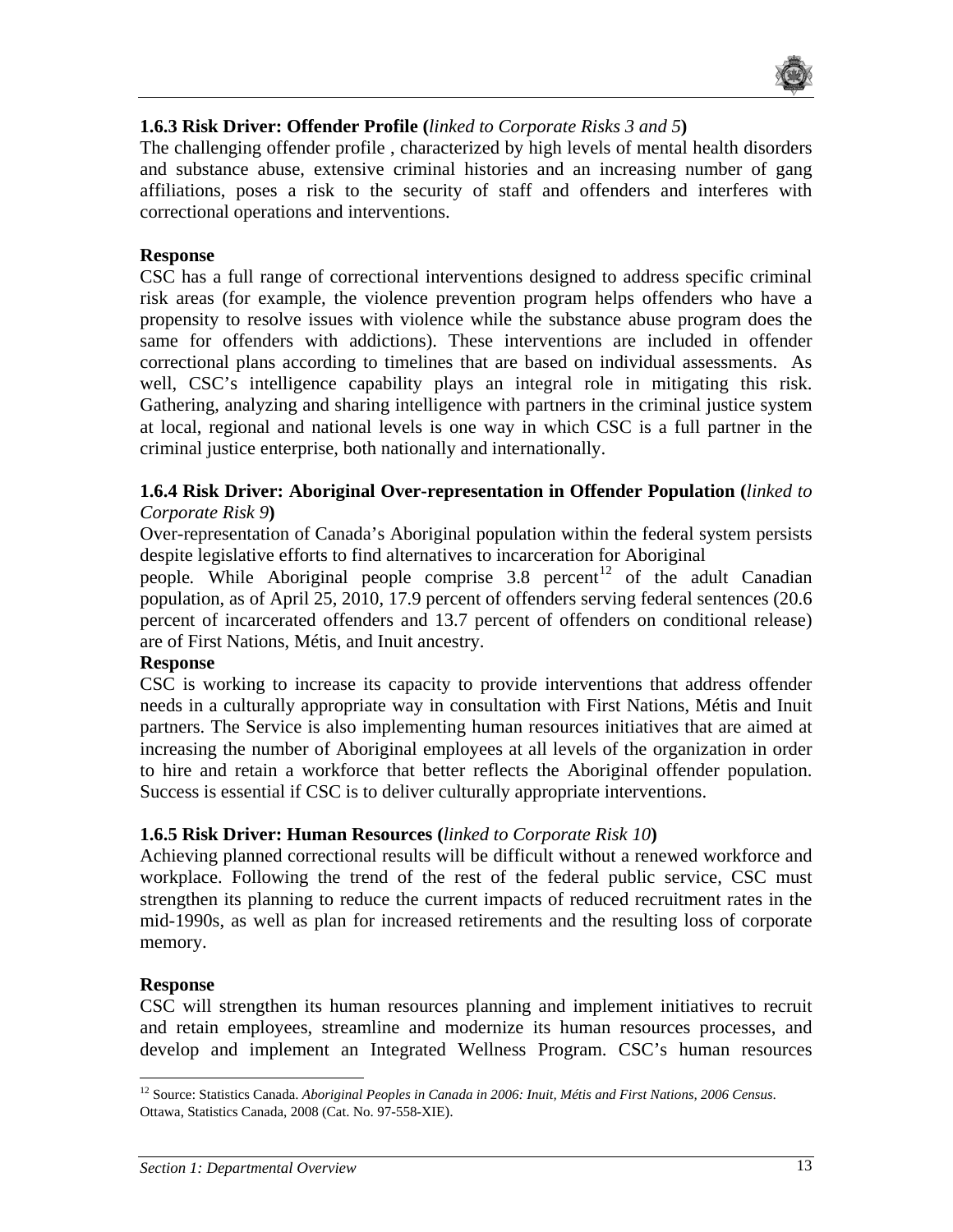### 1.6.3 Risk Driver: Offender Profile (*linked to Corporate Risks 3 and 5*)

The challenging offender profile , characterized by high levels of mental health disorders and substance abuse, extensive criminal histories and an increasing number of gang affiliations, poses a risk to the security of staff and offenders and interferes with correctional operations and interventions.

**Response**

CSC has a full range of correctional interventions designed to address specific criminal risk areas (for example, the violence prevention program helps offenders who have a propensity to resolve issues with violence while the substance abuse program does the same for offenders with addictions). These interventions are included in offender correctional plans according to timelines that are based on individual assessments. As well, CSC's intelligence capability plays an integral role in mitigating this risk. Gathering, analyzing and sharing intelligence with partners in the criminal justice system at local, regional and national levels is one way in which CSC is a full partner in the criminal justice enterprise, both nationally and internationally.

### 1.6.4 Risk Driver: Aboriginal Over-representation in Offender Population (*linked to Corporate Risk 9*)

Over-representation of Canada's Aboriginal population within the federal system persists despite legislative efforts to find alternatives to incarceration for Aboriginal people. While Aboriginal people comprise 3.8 percent[12] of the adult Canadian population, as of April 25, 2010, 17.9 percent of offenders serving federal sentences (20.6 percent of incarcerated offenders and 13.7 percent of offenders on conditional release) are of First Nations, Métis, and Inuit ancestry.

**Response**

CSC is working to increase its capacity to provide interventions that address offender needs in a culturally appropriate way in consultation with First Nations, Métis and Inuit partners. The Service is also implementing human resources initiatives that are aimed at increasing the number of Aboriginal employees at all levels of the organization in order to hire and retain a workforce that better reflects the Aboriginal offender population. Success is essential if CSC is to deliver culturally appropriate interventions.

### 1.6.5 Risk Driver: Human Resources (*linked to Corporate Risk 10*)

Achieving planned correctional results will be difficult without a renewed workforce and workplace. Following the trend of the rest of the federal public service, CSC must strengthen its planning to reduce the current impacts of reduced recruitment rates in the mid-1990s, as well as plan for increased retirements and the resulting loss of corporate memory.

**Response**

CSC will strengthen its human resources planning and implement initiatives to recruit and retain employees, streamline and modernize its human resources processes, and develop and implement an Integrated Wellness Program. CSC's human resources

---

[12] Source: Statistics Canada. *Aboriginal Peoples in Canada in 2006: Inuit, Métis and First Nations, 2006 Census.* Ottawa, Statistics Canada, 2008 (Cat. No. 97-558-XIE).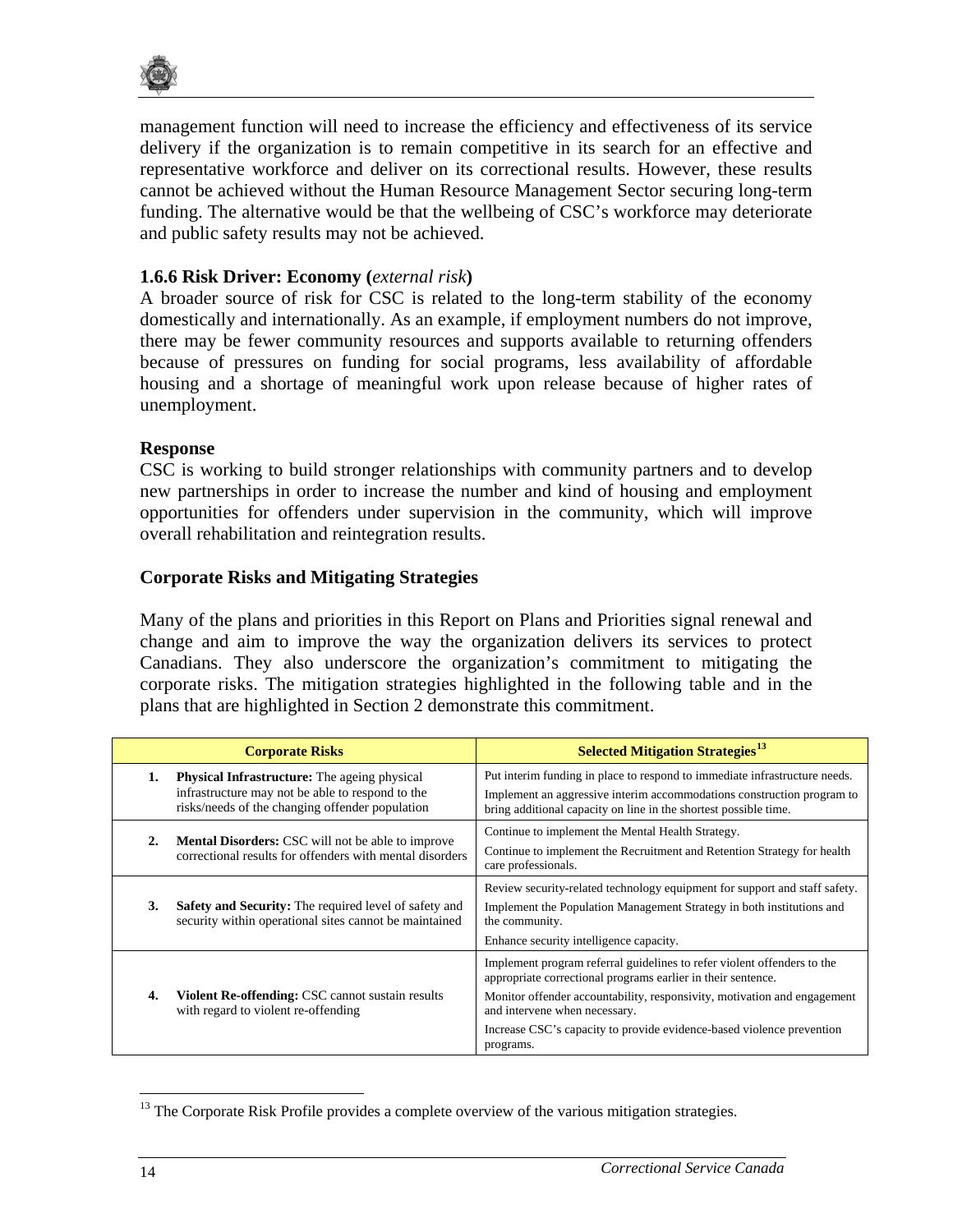management function will need to increase the efficiency and effectiveness of its service delivery if the organization is to remain competitive in its search for an effective and representative workforce and deliver on its correctional results. However, these results cannot be achieved without the Human Resource Management Sector securing long-term funding. The alternative would be that the wellbeing of CSC's workforce may deteriorate and public safety results may not be achieved.

### 1.6.6 Risk Driver: Economy (*external risk*)

A broader source of risk for CSC is related to the long-term stability of the economy domestically and internationally. As an example, if employment numbers do not improve, there may be fewer community resources and supports available to returning offenders because of pressures on funding for social programs, less availability of affordable housing and a shortage of meaningful work upon release because of higher rates of unemployment.

**Response**

CSC is working to build stronger relationships with community partners and to develop new partnerships in order to increase the number and kind of housing and employment opportunities for offenders under supervision in the community, which will improve overall rehabilitation and reintegration results.

### Corporate Risks and Mitigating Strategies

Many of the plans and priorities in this Report on Plans and Priorities signal renewal and change and aim to improve the way the organization delivers its services to protect Canadians. They also underscore the organization's commitment to mitigating the corporate risks. The mitigation strategies highlighted in the following table and in the plans that are highlighted in Section 2 demonstrate this commitment.

| Corporate Risks | Selected Mitigation Strategies[13] |
|---|---|
| 1. **Physical Infrastructure:** The ageing physical infrastructure may not be able to respond to the risks/needs of the changing offender population | Put interim funding in place to respond to immediate infrastructure needs.<br>Implement an aggressive interim accommodations construction program to bring additional capacity on line in the shortest possible time. |
| 2. **Mental Disorders:** CSC will not be able to improve correctional results for offenders with mental disorders | Continue to implement the Mental Health Strategy.<br>Continue to implement the Recruitment and Retention Strategy for health care professionals. |
| 3. **Safety and Security:** The required level of safety and security within operational sites cannot be maintained | Review security-related technology equipment for support and staff safety.<br>Implement the Population Management Strategy in both institutions and the community.<br>Enhance security intelligence capacity. |
| 4. **Violent Re-offending:** CSC cannot sustain results with regard to violent re-offending | Implement program referral guidelines to refer violent offenders to the appropriate correctional programs earlier in their sentence.<br>Monitor offender accountability, responsivity, motivation and engagement and intervene when necessary.<br>Increase CSC's capacity to provide evidence-based violence prevention programs. |

[13] The Corporate Risk Profile provides a complete overview of the various mitigation strategies.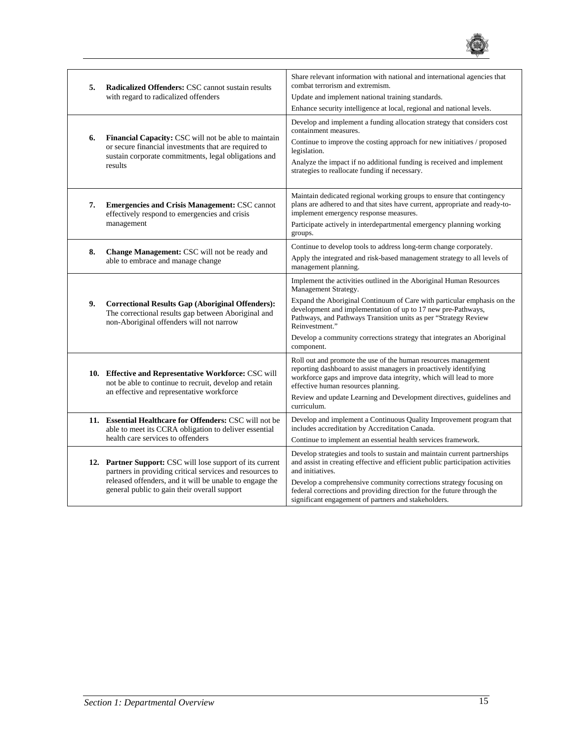| | | |
|---|---|---|
| **5.** | **Radicalized Offenders:** CSC cannot sustain results with regard to radicalized offenders | Share relevant information with national and international agencies that combat terrorism and extremism.<br>Update and implement national training standards.<br>Enhance security intelligence at local, regional and national levels. |
| **6.** | **Financial Capacity:** CSC will not be able to maintain or secure financial investments that are required to sustain corporate commitments, legal obligations and results | Develop and implement a funding allocation strategy that considers cost containment measures.<br>Continue to improve the costing approach for new initiatives / proposed legislation.<br>Analyze the impact if no additional funding is received and implement strategies to reallocate funding if necessary. |
| **7.** | **Emergencies and Crisis Management:** CSC cannot effectively respond to emergencies and crisis management | Maintain dedicated regional working groups to ensure that contingency plans are adhered to and that sites have current, appropriate and ready-to-implement emergency response measures.<br>Participate actively in interdepartmental emergency planning working groups. |
| **8.** | **Change Management:** CSC will not be ready and able to embrace and manage change | Continue to develop tools to address long-term change corporately.<br>Apply the integrated and risk-based management strategy to all levels of management planning. |
| **9.** | **Correctional Results Gap (Aboriginal Offenders):** The correctional results gap between Aboriginal and non-Aboriginal offenders will not narrow | Implement the activities outlined in the Aboriginal Human Resources Management Strategy.<br>Expand the Aboriginal Continuum of Care with particular emphasis on the development and implementation of up to 17 new pre-Pathways, Pathways, and Pathways Transition units as per "Strategy Review Reinvestment."<br>Develop a community corrections strategy that integrates an Aboriginal component. |
| **10.** | **Effective and Representative Workforce:** CSC will not be able to continue to recruit, develop and retain an effective and representative workforce | Roll out and promote the use of the human resources management reporting dashboard to assist managers in proactively identifying workforce gaps and improve data integrity, which will lead to more effective human resources planning.<br>Review and update Learning and Development directives, guidelines and curriculum. |
| **11.** | **Essential Healthcare for Offenders:** CSC will not be able to meet its CCRA obligation to deliver essential health care services to offenders | Develop and implement a Continuous Quality Improvement program that includes accreditation by Accreditation Canada.<br>Continue to implement an essential health services framework. |
| **12.** | **Partner Support:** CSC will lose support of its current partners in providing critical services and resources to released offenders, and it will be unable to engage the general public to gain their overall support | Develop strategies and tools to sustain and maintain current partnerships and assist in creating effective and efficient public participation activities and initiatives.<br>Develop a comprehensive community corrections strategy focusing on federal corrections and providing direction for the future through the significant engagement of partners and stakeholders. |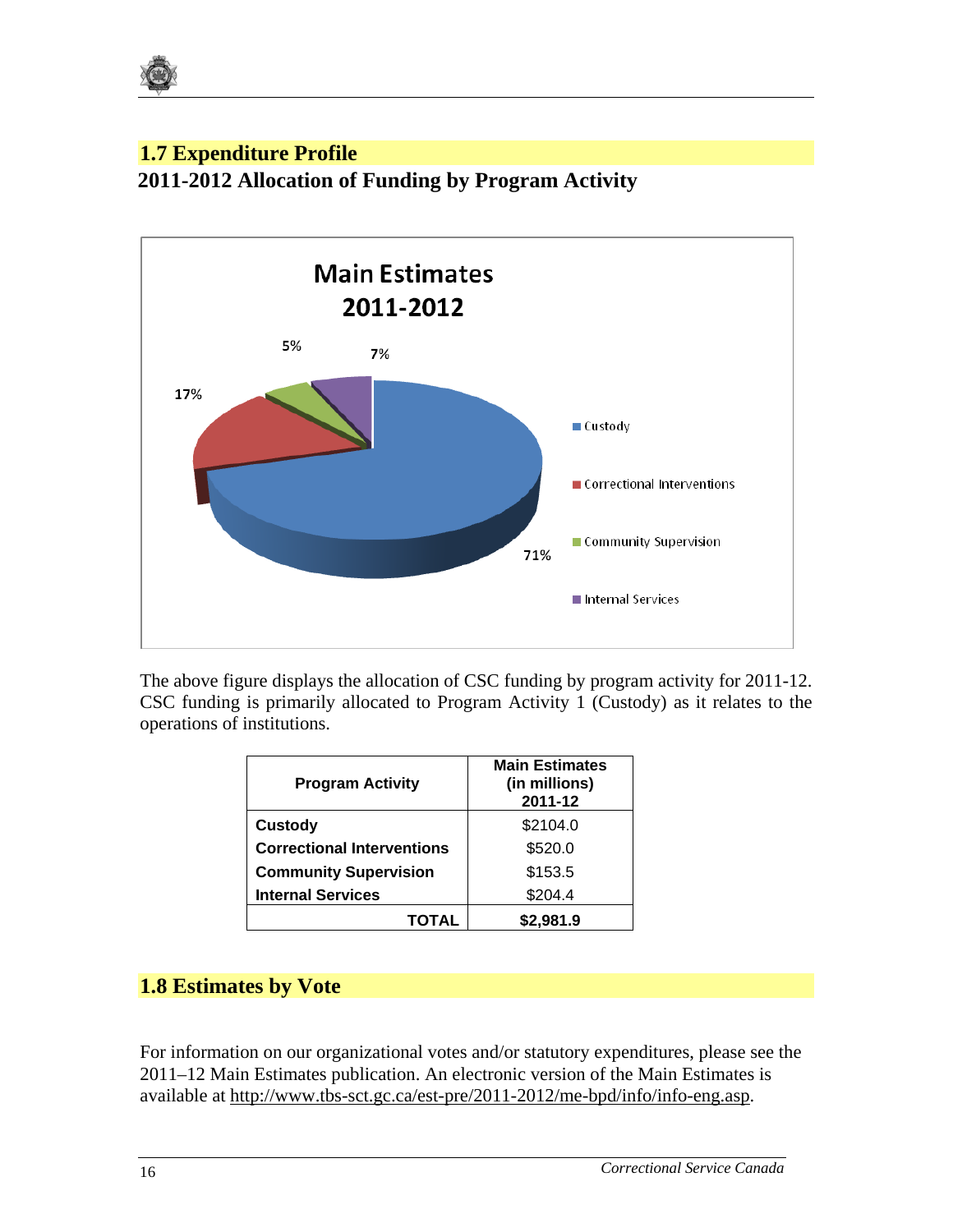## 1.7 Expenditure Profile

### 2011-2012 Allocation of Funding by Program Activity

The above figure displays the allocation of CSC funding by program activity for 2011-12. CSC funding is primarily allocated to Program Activity 1 (Custody) as it relates to the operations of institutions.

| Program Activity | Main Estimates (in millions) 2011-12 |
|---|---|
| **Custody** | $2104.0 |
| **Correctional Interventions** | $520.0 |
| **Community Supervision** | $153.5 |
| **Internal Services** | $204.4 |
| **TOTAL** | **$2,981.9** |

## 1.8 Estimates by Vote

For information on our organizational votes and/or statutory expenditures, please see the 2011–12 Main Estimates publication. An electronic version of the Main Estimates is available at http://www.tbs-sct.gc.ca/est-pre/2011-2012/me-bpd/info/info-eng.asp.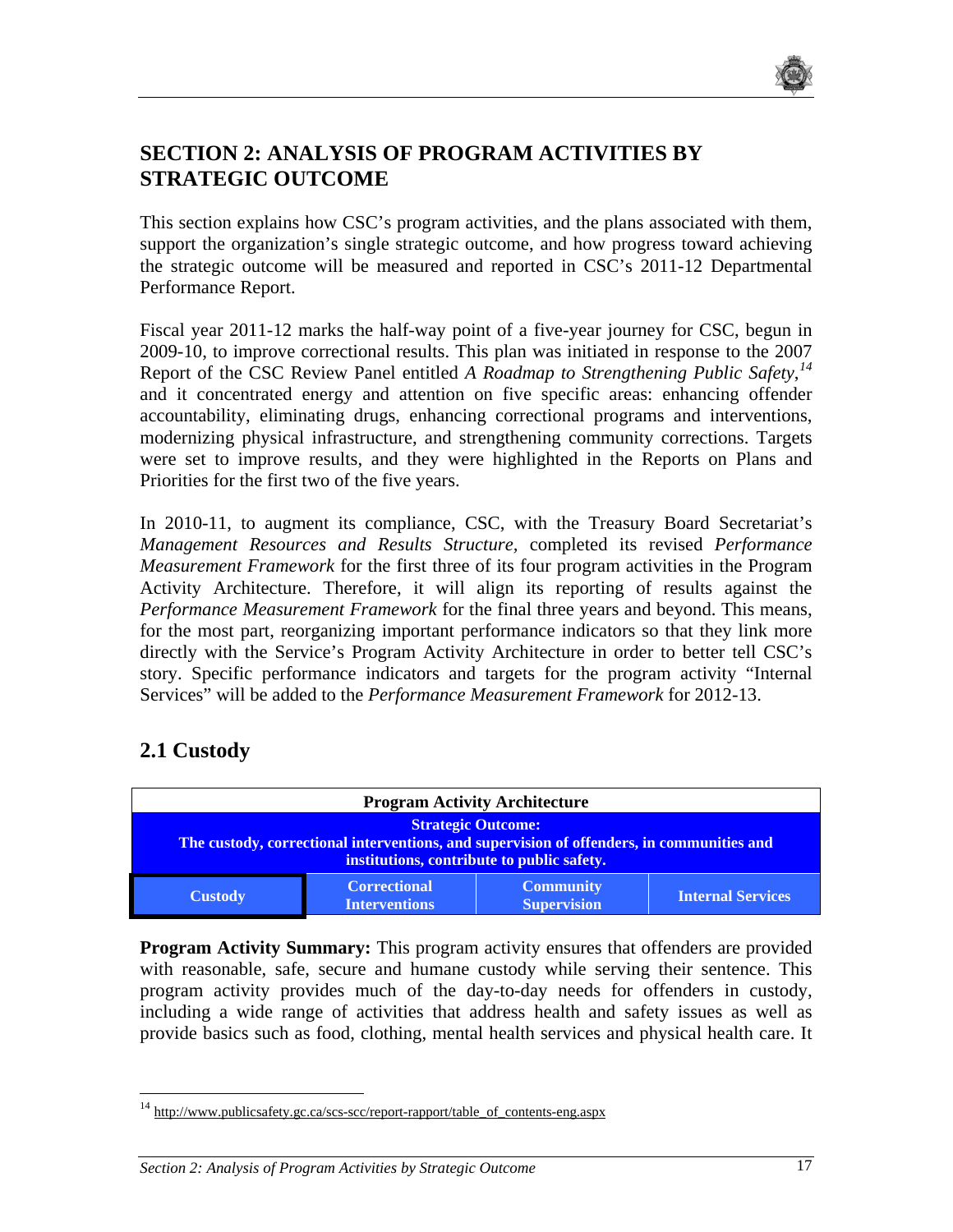# SECTION 2: ANALYSIS OF PROGRAM ACTIVITIES BY STRATEGIC OUTCOME

This section explains how CSC's program activities, and the plans associated with them, support the organization's single strategic outcome, and how progress toward achieving the strategic outcome will be measured and reported in CSC's 2011-12 Departmental Performance Report.

Fiscal year 2011-12 marks the half-way point of a five-year journey for CSC, begun in 2009-10, to improve correctional results. This plan was initiated in response to the 2007 Report of the CSC Review Panel entitled *A Roadmap to Strengthening Public Safety*,[14] and it concentrated energy and attention on five specific areas: enhancing offender accountability, eliminating drugs, enhancing correctional programs and interventions, modernizing physical infrastructure, and strengthening community corrections. Targets were set to improve results, and they were highlighted in the Reports on Plans and Priorities for the first two of the five years.

In 2010-11, to augment its compliance, CSC, with the Treasury Board Secretariat's *Management Resources and Results Structure*, completed its revised *Performance Measurement Framework* for the first three of its four program activities in the Program Activity Architecture. Therefore, it will align its reporting of results against the *Performance Measurement Framework* for the final three years and beyond. This means, for the most part, reorganizing important performance indicators so that they link more directly with the Service's Program Activity Architecture in order to better tell CSC's story. Specific performance indicators and targets for the program activity "Internal Services" will be added to the *Performance Measurement Framework* for 2012-13.

## 2.1 Custody

| **Program Activity Architecture** | | | |
|---|---|---|---|
| **Strategic Outcome: The custody, correctional interventions, and supervision of offenders, in communities and institutions, contribute to public safety.** | | | |
| **Custody** | **Correctional Interventions** | **Community Supervision** | **Internal Services** |

**Program Activity Summary:** This program activity ensures that offenders are provided with reasonable, safe, secure and humane custody while serving their sentence. This program activity provides much of the day-to-day needs for offenders in custody, including a wide range of activities that address health and safety issues as well as provide basics such as food, clothing, mental health services and physical health care. It

[14] http://www.publicsafety.gc.ca/scs-scc/report-rapport/table_of_contents-eng.aspx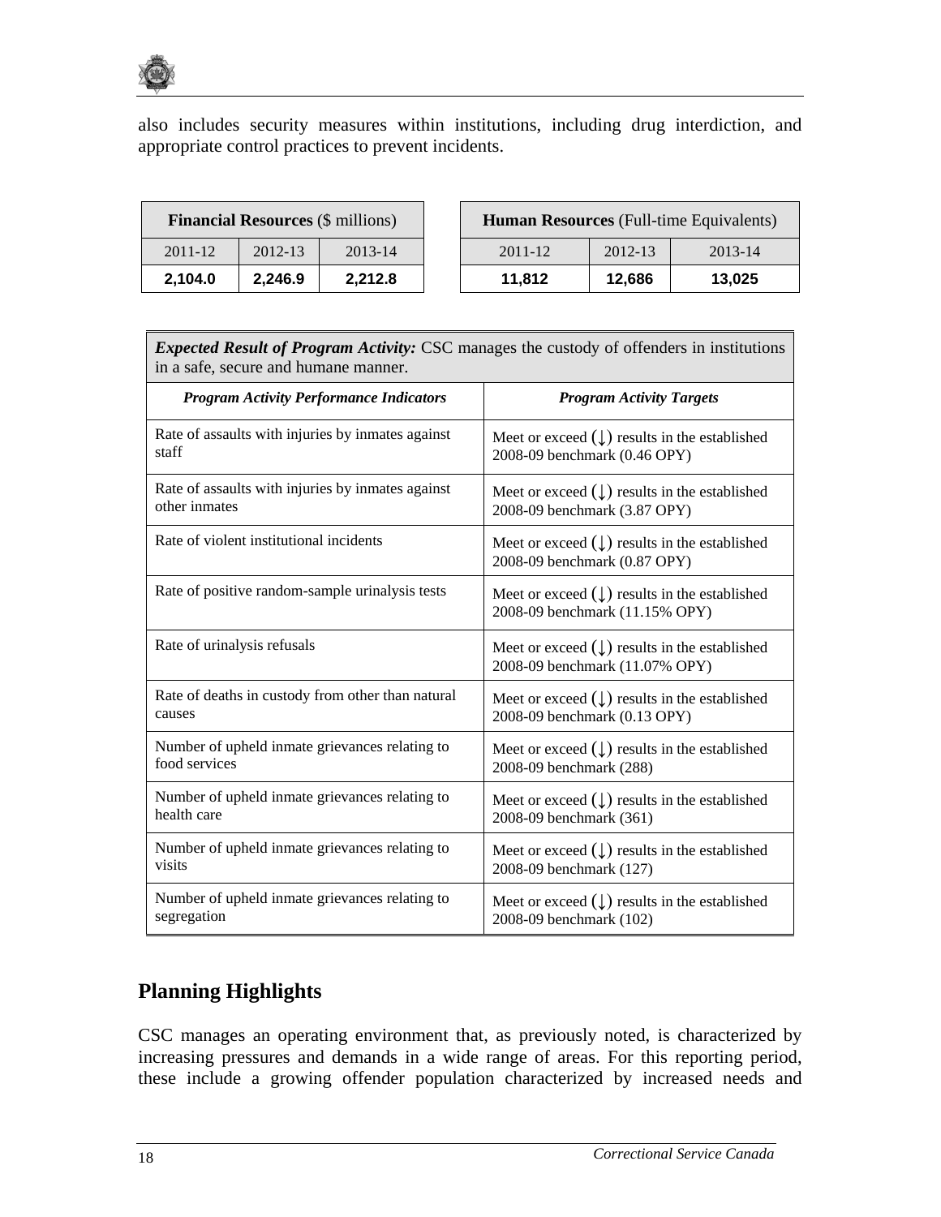also includes security measures within institutions, including drug interdiction, and appropriate control practices to prevent incidents.

| **Financial Resources** ($ millions) | | |
|---|---|---|
| 2011-12 | 2012-13 | 2013-14 |
| **2,104.0** | **2,246.9** | **2,212.8** |

| **Human Resources** (Full-time Equivalents) | | |
|---|---|---|
| 2011-12 | 2012-13 | 2013-14 |
| **11,812** | **12,686** | **13,025** |

| ***Expected Result of Program Activity:*** CSC manages the custody of offenders in institutions in a safe, secure and humane manner. | |
|---|---|
| ***Program Activity Performance Indicators*** | ***Program Activity Targets*** |
| Rate of assaults with injuries by inmates against staff | Meet or exceed (↓) results in the established 2008-09 benchmark (0.46 OPY) |
| Rate of assaults with injuries by inmates against other inmates | Meet or exceed (↓) results in the established 2008-09 benchmark (3.87 OPY) |
| Rate of violent institutional incidents | Meet or exceed (↓) results in the established 2008-09 benchmark (0.87 OPY) |
| Rate of positive random-sample urinalysis tests | Meet or exceed (↓) results in the established 2008-09 benchmark (11.15% OPY) |
| Rate of urinalysis refusals | Meet or exceed (↓) results in the established 2008-09 benchmark (11.07% OPY) |
| Rate of deaths in custody from other than natural causes | Meet or exceed (↓) results in the established 2008-09 benchmark (0.13 OPY) |
| Number of upheld inmate grievances relating to food services | Meet or exceed (↓) results in the established 2008-09 benchmark (288) |
| Number of upheld inmate grievances relating to health care | Meet or exceed (↓) results in the established 2008-09 benchmark (361) |
| Number of upheld inmate grievances relating to visits | Meet or exceed (↓) results in the established 2008-09 benchmark (127) |
| Number of upheld inmate grievances relating to segregation | Meet or exceed (↓) results in the established 2008-09 benchmark (102) |

## Planning Highlights

CSC manages an operating environment that, as previously noted, is characterized by increasing pressures and demands in a wide range of areas. For this reporting period, these include a growing offender population characterized by increased needs and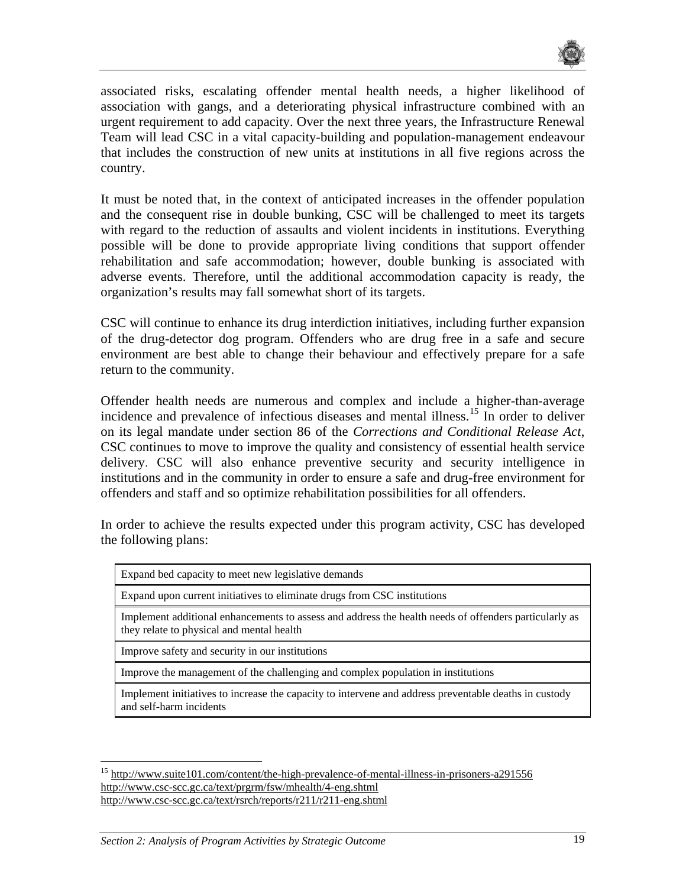associated risks, escalating offender mental health needs, a higher likelihood of association with gangs, and a deteriorating physical infrastructure combined with an urgent requirement to add capacity. Over the next three years, the Infrastructure Renewal Team will lead CSC in a vital capacity-building and population-management endeavour that includes the construction of new units at institutions in all five regions across the country.

It must be noted that, in the context of anticipated increases in the offender population and the consequent rise in double bunking, CSC will be challenged to meet its targets with regard to the reduction of assaults and violent incidents in institutions. Everything possible will be done to provide appropriate living conditions that support offender rehabilitation and safe accommodation; however, double bunking is associated with adverse events. Therefore, until the additional accommodation capacity is ready, the organization's results may fall somewhat short of its targets.

CSC will continue to enhance its drug interdiction initiatives, including further expansion of the drug-detector dog program. Offenders who are drug free in a safe and secure environment are best able to change their behaviour and effectively prepare for a safe return to the community.

Offender health needs are numerous and complex and include a higher-than-average incidence and prevalence of infectious diseases and mental illness.[15] In order to deliver on its legal mandate under section 86 of the *Corrections and Conditional Release Act*, CSC continues to move to improve the quality and consistency of essential health service delivery. CSC will also enhance preventive security and security intelligence in institutions and in the community in order to ensure a safe and drug-free environment for offenders and staff and so optimize rehabilitation possibilities for all offenders.

In order to achieve the results expected under this program activity, CSC has developed the following plans:

| |
|---|
| Expand bed capacity to meet new legislative demands |
| Expand upon current initiatives to eliminate drugs from CSC institutions |
| Implement additional enhancements to assess and address the health needs of offenders particularly as they relate to physical and mental health |
| Improve safety and security in our institutions |
| Improve the management of the challenging and complex population in institutions |
| Implement initiatives to increase the capacity to intervene and address preventable deaths in custody and self-harm incidents |

[15] http://www.suite101.com/content/the-high-prevalence-of-mental-illness-in-prisoners-a291556
http://www.csc-scc.gc.ca/text/prgrm/fsw/mhealth/4-eng.shtml
http://www.csc-scc.gc.ca/text/rsrch/reports/r211/r211-eng.shtml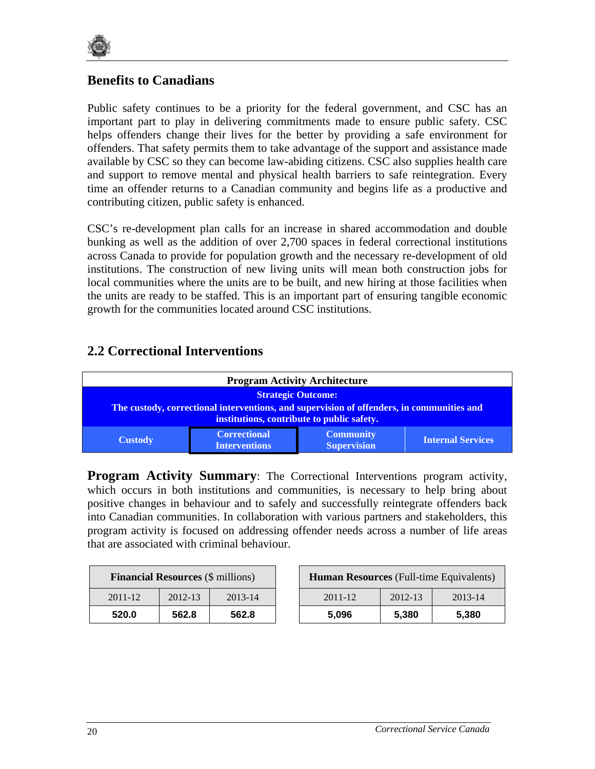## Benefits to Canadians

Public safety continues to be a priority for the federal government, and CSC has an important part to play in delivering commitments made to ensure public safety. CSC helps offenders change their lives for the better by providing a safe environment for offenders. That safety permits them to take advantage of the support and assistance made available by CSC so they can become law-abiding citizens. CSC also supplies health care and support to remove mental and physical barriers to safe reintegration. Every time an offender returns to a Canadian community and begins life as a productive and contributing citizen, public safety is enhanced.

CSC's re-development plan calls for an increase in shared accommodation and double bunking as well as the addition of over 2,700 spaces in federal correctional institutions across Canada to provide for population growth and the necessary re-development of old institutions. The construction of new living units will mean both construction jobs for local communities where the units are to be built, and new hiring at those facilities when the units are ready to be staffed. This is an important part of ensuring tangible economic growth for the communities located around CSC institutions.

## 2.2 Correctional Interventions

| **Program Activity Architecture** | | | |
|---|---|---|---|
| **Strategic Outcome:** The custody, correctional interventions, and supervision of offenders, in communities and institutions, contribute to public safety. | | | |
| **Custody** | **Correctional Interventions** | **Community Supervision** | **Internal Services** |

**Program Activity Summary**: The Correctional Interventions program activity, which occurs in both institutions and communities, is necessary to help bring about positive changes in behaviour and to safely and successfully reintegrate offenders back into Canadian communities. In collaboration with various partners and stakeholders, this program activity is focused on addressing offender needs across a number of life areas that are associated with criminal behaviour.

| **Financial Resources** ($ millions) | | |
|---|---|---|
| 2011-12 | 2012-13 | 2013-14 |
| **520.0** | **562.8** | **562.8** |

| **Human Resources** (Full-time Equivalents) | | |
|---|---|---|
| 2011-12 | 2012-13 | 2013-14 |
| **5,096** | **5,380** | **5,380** |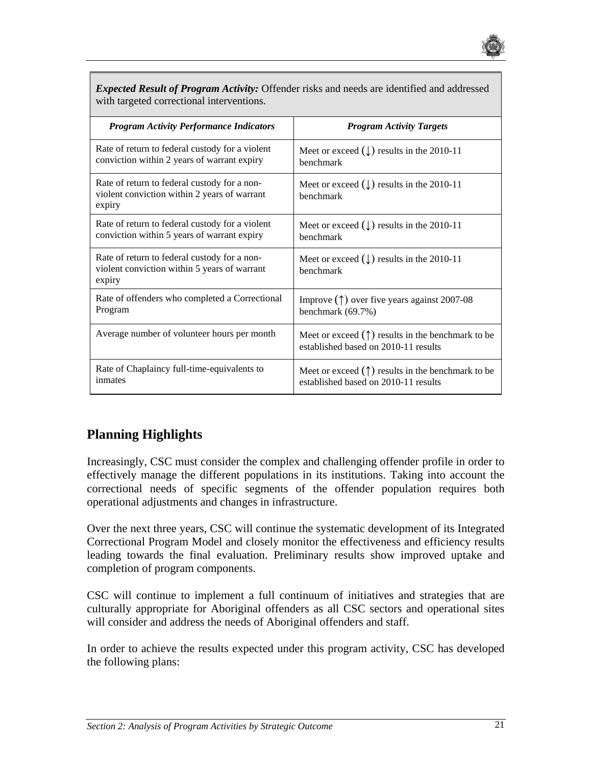| *Expected Result of Program Activity:* Offender risks and needs are identified and addressed with targeted correctional interventions. | |
|---|---|
| ***Program Activity Performance Indicators*** | ***Program Activity Targets*** |
| Rate of return to federal custody for a violent conviction within 2 years of warrant expiry | Meet or exceed (↓) results in the 2010-11 benchmark |
| Rate of return to federal custody for a non-violent conviction within 2 years of warrant expiry | Meet or exceed (↓) results in the 2010-11 benchmark |
| Rate of return to federal custody for a violent conviction within 5 years of warrant expiry | Meet or exceed (↓) results in the 2010-11 benchmark |
| Rate of return to federal custody for a non-violent conviction within 5 years of warrant expiry | Meet or exceed (↓) results in the 2010-11 benchmark |
| Rate of offenders who completed a Correctional Program | Improve (↑) over five years against 2007-08 benchmark (69.7%) |
| Average number of volunteer hours per month | Meet or exceed (↑) results in the benchmark to be established based on 2010-11 results |
| Rate of Chaplaincy full-time-equivalents to inmates | Meet or exceed (↑) results in the benchmark to be established based on 2010-11 results |

## Planning Highlights

Increasingly, CSC must consider the complex and challenging offender profile in order to effectively manage the different populations in its institutions. Taking into account the correctional needs of specific segments of the offender population requires both operational adjustments and changes in infrastructure.

Over the next three years, CSC will continue the systematic development of its Integrated Correctional Program Model and closely monitor the effectiveness and efficiency results leading towards the final evaluation. Preliminary results show improved uptake and completion of program components.

CSC will continue to implement a full continuum of initiatives and strategies that are culturally appropriate for Aboriginal offenders as all CSC sectors and operational sites will consider and address the needs of Aboriginal offenders and staff.

In order to achieve the results expected under this program activity, CSC has developed the following plans: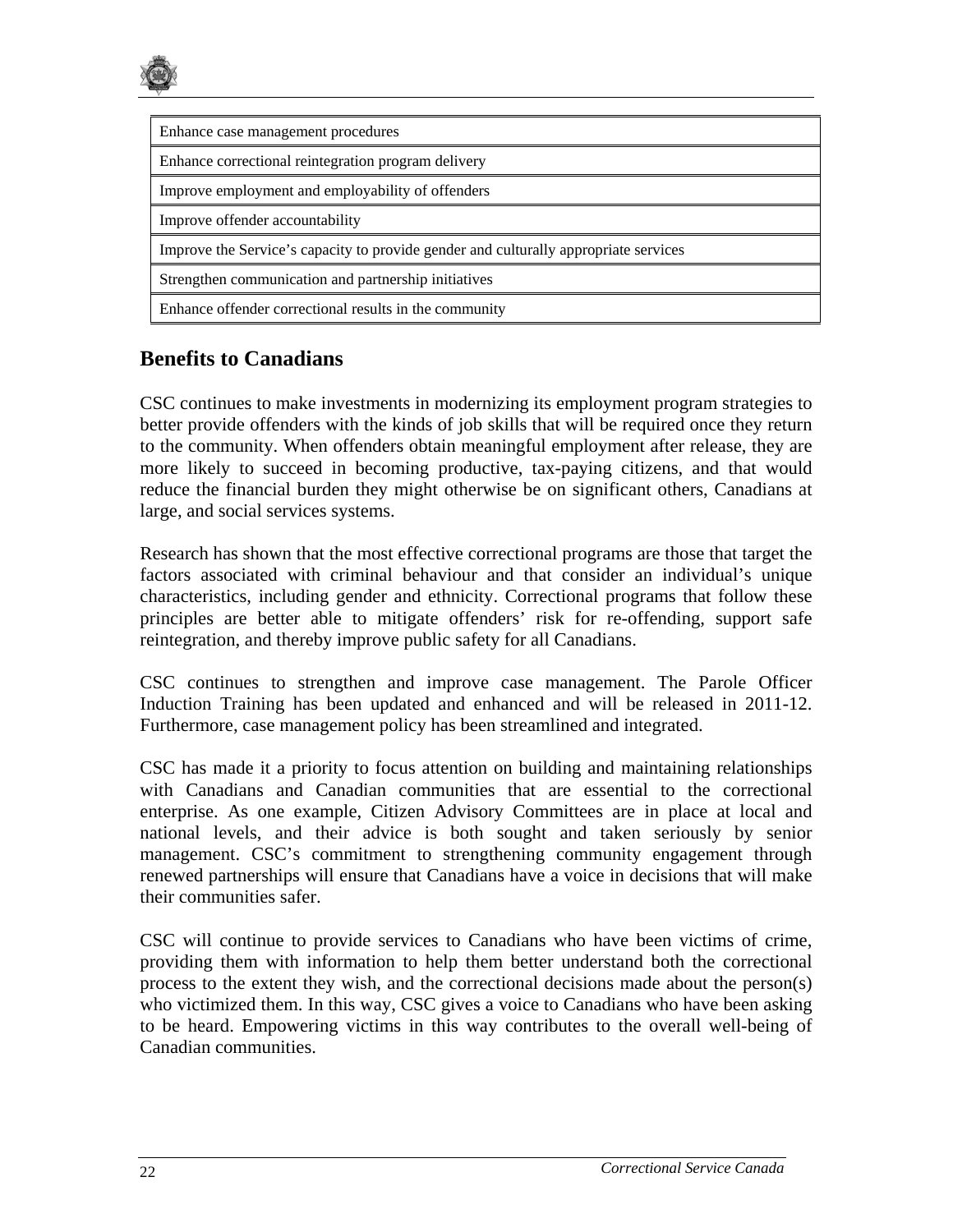| Enhance case management procedures |
|---|
| Enhance correctional reintegration program delivery |
| Improve employment and employability of offenders |
| Improve offender accountability |
| Improve the Service's capacity to provide gender and culturally appropriate services |
| Strengthen communication and partnership initiatives |
| Enhance offender correctional results in the community |

## Benefits to Canadians

CSC continues to make investments in modernizing its employment program strategies to better provide offenders with the kinds of job skills that will be required once they return to the community. When offenders obtain meaningful employment after release, they are more likely to succeed in becoming productive, tax-paying citizens, and that would reduce the financial burden they might otherwise be on significant others, Canadians at large, and social services systems.

Research has shown that the most effective correctional programs are those that target the factors associated with criminal behaviour and that consider an individual's unique characteristics, including gender and ethnicity. Correctional programs that follow these principles are better able to mitigate offenders' risk for re-offending, support safe reintegration, and thereby improve public safety for all Canadians.

CSC continues to strengthen and improve case management. The Parole Officer Induction Training has been updated and enhanced and will be released in 2011-12. Furthermore, case management policy has been streamlined and integrated.

CSC has made it a priority to focus attention on building and maintaining relationships with Canadians and Canadian communities that are essential to the correctional enterprise. As one example, Citizen Advisory Committees are in place at local and national levels, and their advice is both sought and taken seriously by senior management. CSC's commitment to strengthening community engagement through renewed partnerships will ensure that Canadians have a voice in decisions that will make their communities safer.

CSC will continue to provide services to Canadians who have been victims of crime, providing them with information to help them better understand both the correctional process to the extent they wish, and the correctional decisions made about the person(s) who victimized them. In this way, CSC gives a voice to Canadians who have been asking to be heard. Empowering victims in this way contributes to the overall well-being of Canadian communities.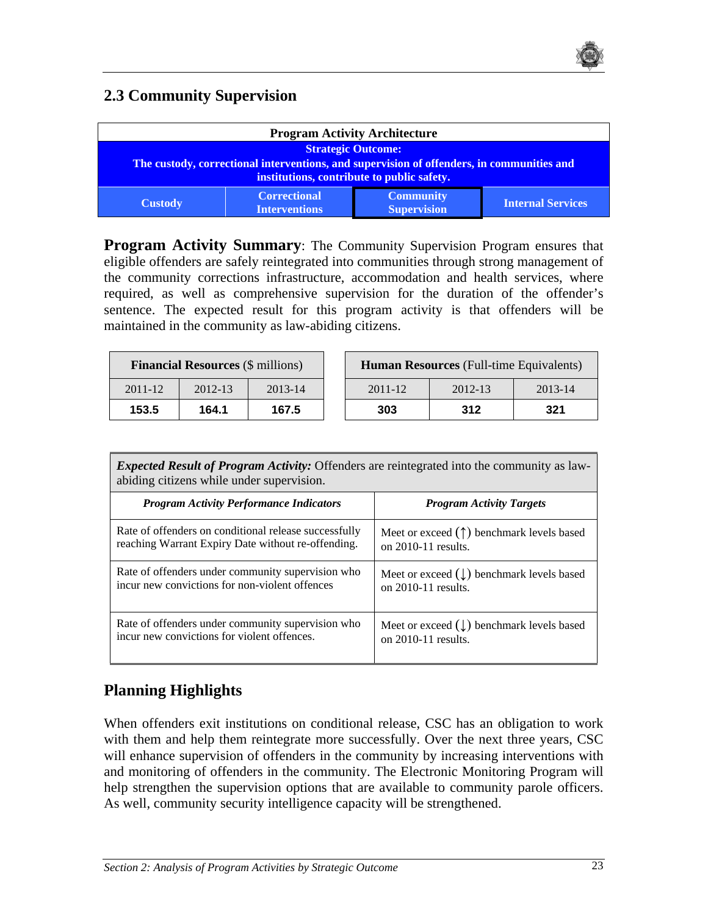## 2.3 Community Supervision

| Program Activity Architecture | | | |
|---|---|---|---|
| **Strategic Outcome:** The custody, correctional interventions, and supervision of offenders, in communities and institutions, contribute to public safety. | | | |
| Custody | Correctional Interventions | Community Supervision | Internal Services |

**Program Activity Summary**: The Community Supervision Program ensures that eligible offenders are safely reintegrated into communities through strong management of the community corrections infrastructure, accommodation and health services, where required, as well as comprehensive supervision for the duration of the offender's sentence. The expected result for this program activity is that offenders will be maintained in the community as law-abiding citizens.

| **Financial Resources** ($ millions) | | |
|---|---|---|
| 2011-12 | 2012-13 | 2013-14 |
| **153.5** | **164.1** | **167.5** |

| **Human Resources** (Full-time Equivalents) | | |
|---|---|---|
| 2011-12 | 2012-13 | 2013-14 |
| **303** | **312** | **321** |

***Expected Result of Program Activity:*** Offenders are reintegrated into the community as law-abiding citizens while under supervision.

| ***Program Activity Performance Indicators*** | ***Program Activity Targets*** |
|---|---|
| Rate of offenders on conditional release successfully reaching Warrant Expiry Date without re-offending. | Meet or exceed (↑) benchmark levels based on 2010-11 results. |
| Rate of offenders under community supervision who incur new convictions for non-violent offences | Meet or exceed (↓) benchmark levels based on 2010-11 results. |
| Rate of offenders under community supervision who incur new convictions for violent offences. | Meet or exceed (↓) benchmark levels based on 2010-11 results. |

## Planning Highlights

When offenders exit institutions on conditional release, CSC has an obligation to work with them and help them reintegrate more successfully. Over the next three years, CSC will enhance supervision of offenders in the community by increasing interventions with and monitoring of offenders in the community. The Electronic Monitoring Program will help strengthen the supervision options that are available to community parole officers. As well, community security intelligence capacity will be strengthened.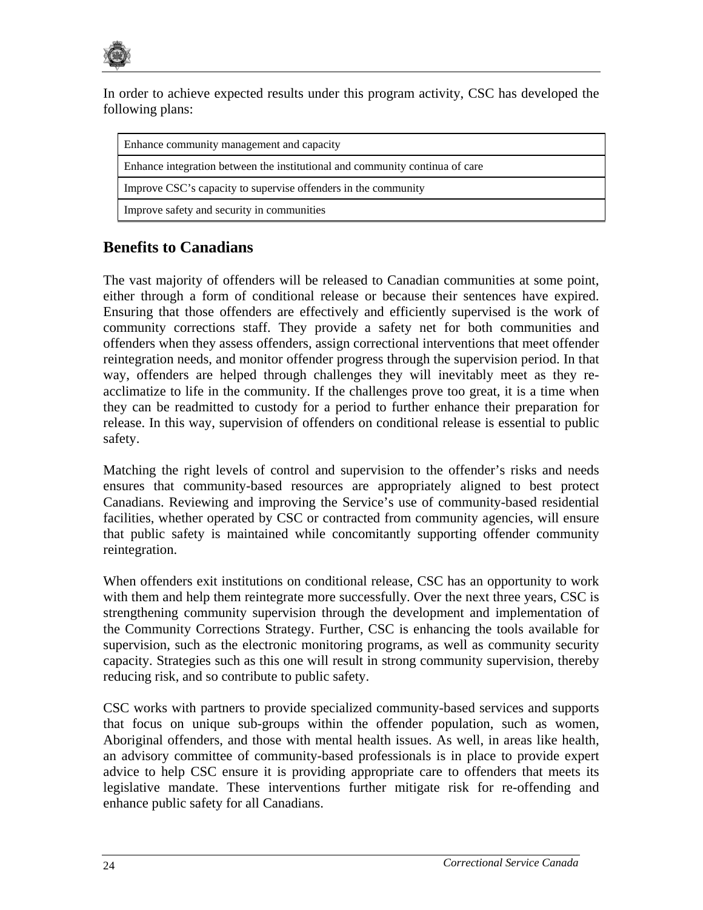In order to achieve expected results under this program activity, CSC has developed the following plans:

| Enhance community management and capacity |
|---|
| Enhance integration between the institutional and community continua of care |
| Improve CSC's capacity to supervise offenders in the community |
| Improve safety and security in communities |

## Benefits to Canadians

The vast majority of offenders will be released to Canadian communities at some point, either through a form of conditional release or because their sentences have expired. Ensuring that those offenders are effectively and efficiently supervised is the work of community corrections staff. They provide a safety net for both communities and offenders when they assess offenders, assign correctional interventions that meet offender reintegration needs, and monitor offender progress through the supervision period. In that way, offenders are helped through challenges they will inevitably meet as they re-acclimatize to life in the community. If the challenges prove too great, it is a time when they can be readmitted to custody for a period to further enhance their preparation for release. In this way, supervision of offenders on conditional release is essential to public safety.

Matching the right levels of control and supervision to the offender's risks and needs ensures that community-based resources are appropriately aligned to best protect Canadians. Reviewing and improving the Service's use of community-based residential facilities, whether operated by CSC or contracted from community agencies, will ensure that public safety is maintained while concomitantly supporting offender community reintegration.

When offenders exit institutions on conditional release, CSC has an opportunity to work with them and help them reintegrate more successfully. Over the next three years, CSC is strengthening community supervision through the development and implementation of the Community Corrections Strategy. Further, CSC is enhancing the tools available for supervision, such as the electronic monitoring programs, as well as community security capacity. Strategies such as this one will result in strong community supervision, thereby reducing risk, and so contribute to public safety.

CSC works with partners to provide specialized community-based services and supports that focus on unique sub-groups within the offender population, such as women, Aboriginal offenders, and those with mental health issues. As well, in areas like health, an advisory committee of community-based professionals is in place to provide expert advice to help CSC ensure it is providing appropriate care to offenders that meets its legislative mandate. These interventions further mitigate risk for re-offending and enhance public safety for all Canadians.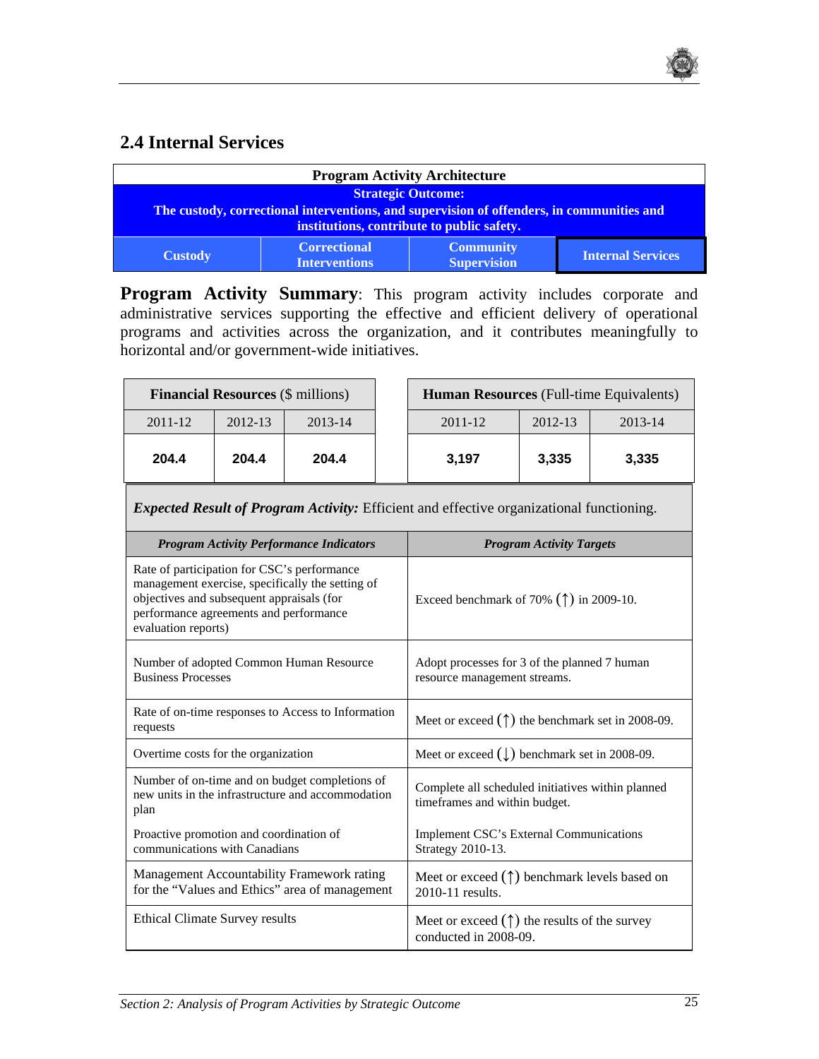## 2.4 Internal Services

| Program Activity Architecture | | | |
|---|---|---|---|
| **Strategic Outcome: The custody, correctional interventions, and supervision of offenders, in communities and institutions, contribute to public safety.** | | | |
| **Custody** | **Correctional Interventions** | **Community Supervision** | **Internal Services** |

**Program Activity Summary**: This program activity includes corporate and administrative services supporting the effective and efficient delivery of operational programs and activities across the organization, and it contributes meaningfully to horizontal and/or government-wide initiatives.

| **Financial Resources** ($ millions) | | |
|---|---|---|
| 2011-12 | 2012-13 | 2013-14 |
| **204.4** | **204.4** | **204.4** |

| **Human Resources** (Full-time Equivalents) | | |
|---|---|---|
| 2011-12 | 2012-13 | 2013-14 |
| **3,197** | **3,335** | **3,335** |

***Expected Result of Program Activity:*** Efficient and effective organizational functioning.

| *Program Activity Performance Indicators* | *Program Activity Targets* |
|---|---|
| Rate of participation for CSC's performance management exercise, specifically the setting of objectives and subsequent appraisals (for performance agreements and performance evaluation reports) | Exceed benchmark of 70% (↑) in 2009-10. |
| Number of adopted Common Human Resource Business Processes | Adopt processes for 3 of the planned 7 human resource management streams. |
| Rate of on-time responses to Access to Information requests | Meet or exceed (↑) the benchmark set in 2008-09. |
| Overtime costs for the organization | Meet or exceed (↓) benchmark set in 2008-09. |
| Number of on-time and on budget completions of new units in the infrastructure and accommodation plan | Complete all scheduled initiatives within planned timeframes and within budget. |
| Proactive promotion and coordination of communications with Canadians | Implement CSC's External Communications Strategy 2010-13. |
| Management Accountability Framework rating for the "Values and Ethics" area of management | Meet or exceed (↑) benchmark levels based on 2010-11 results. |
| Ethical Climate Survey results | Meet or exceed (↑) the results of the survey conducted in 2008-09. |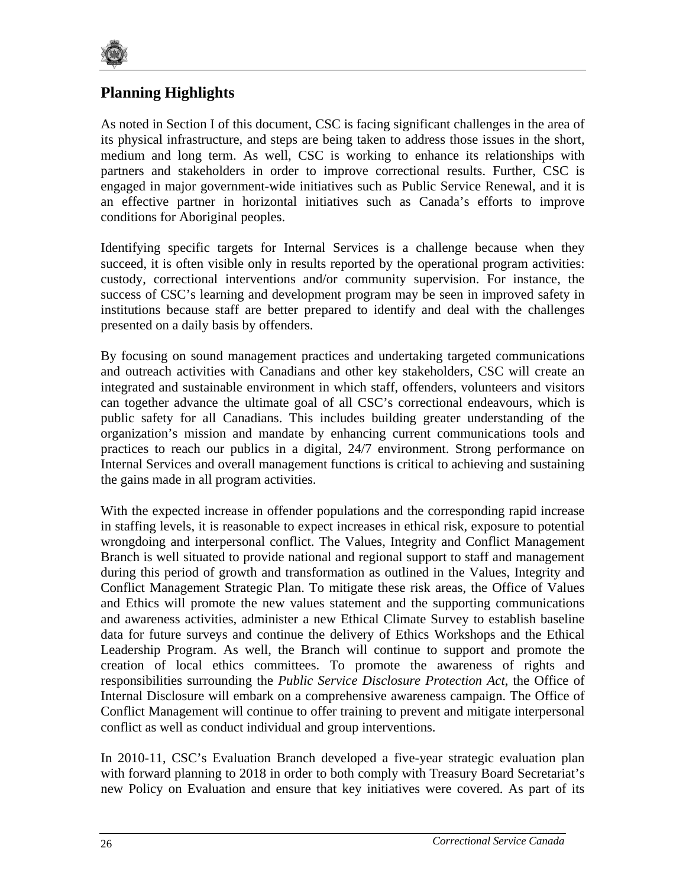## Planning Highlights

As noted in Section I of this document, CSC is facing significant challenges in the area of its physical infrastructure, and steps are being taken to address those issues in the short, medium and long term. As well, CSC is working to enhance its relationships with partners and stakeholders in order to improve correctional results. Further, CSC is engaged in major government-wide initiatives such as Public Service Renewal, and it is an effective partner in horizontal initiatives such as Canada's efforts to improve conditions for Aboriginal peoples.

Identifying specific targets for Internal Services is a challenge because when they succeed, it is often visible only in results reported by the operational program activities: custody, correctional interventions and/or community supervision. For instance, the success of CSC's learning and development program may be seen in improved safety in institutions because staff are better prepared to identify and deal with the challenges presented on a daily basis by offenders.

By focusing on sound management practices and undertaking targeted communications and outreach activities with Canadians and other key stakeholders, CSC will create an integrated and sustainable environment in which staff, offenders, volunteers and visitors can together advance the ultimate goal of all CSC's correctional endeavours, which is public safety for all Canadians. This includes building greater understanding of the organization's mission and mandate by enhancing current communications tools and practices to reach our publics in a digital, 24/7 environment. Strong performance on Internal Services and overall management functions is critical to achieving and sustaining the gains made in all program activities.

With the expected increase in offender populations and the corresponding rapid increase in staffing levels, it is reasonable to expect increases in ethical risk, exposure to potential wrongdoing and interpersonal conflict. The Values, Integrity and Conflict Management Branch is well situated to provide national and regional support to staff and management during this period of growth and transformation as outlined in the Values, Integrity and Conflict Management Strategic Plan. To mitigate these risk areas, the Office of Values and Ethics will promote the new values statement and the supporting communications and awareness activities, administer a new Ethical Climate Survey to establish baseline data for future surveys and continue the delivery of Ethics Workshops and the Ethical Leadership Program. As well, the Branch will continue to support and promote the creation of local ethics committees. To promote the awareness of rights and responsibilities surrounding the *Public Service Disclosure Protection Act*, the Office of Internal Disclosure will embark on a comprehensive awareness campaign. The Office of Conflict Management will continue to offer training to prevent and mitigate interpersonal conflict as well as conduct individual and group interventions.

In 2010-11, CSC's Evaluation Branch developed a five-year strategic evaluation plan with forward planning to 2018 in order to both comply with Treasury Board Secretariat's new Policy on Evaluation and ensure that key initiatives were covered. As part of its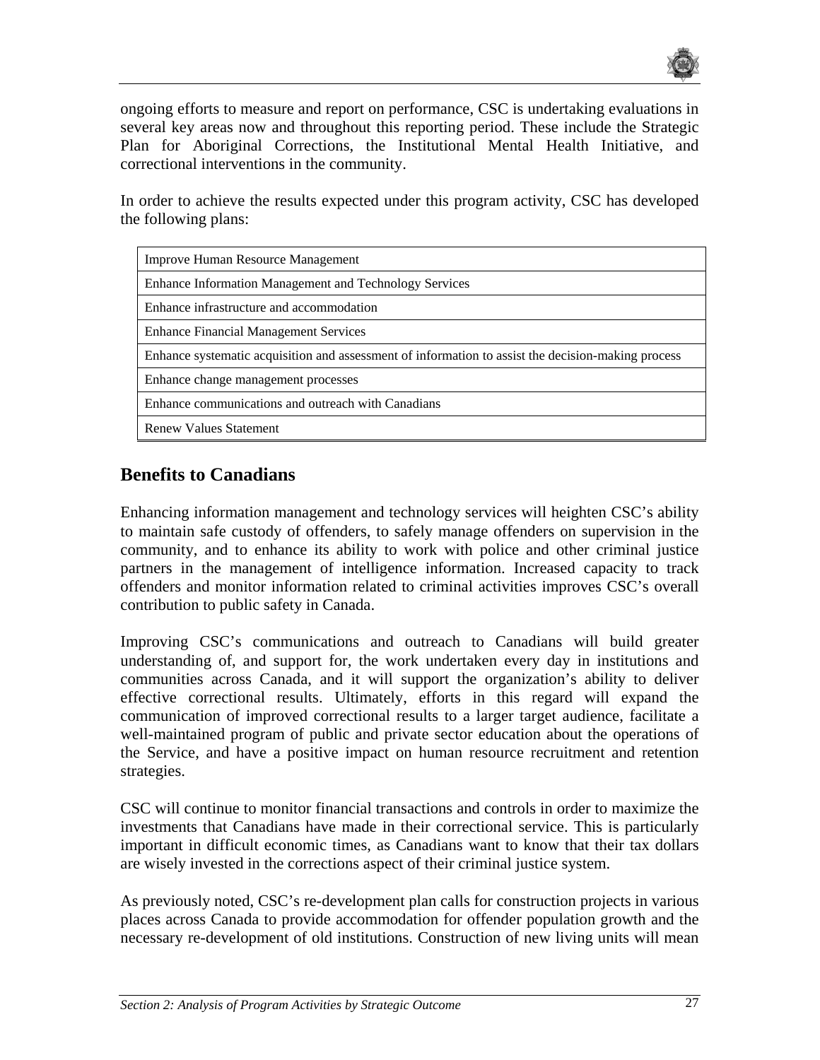ongoing efforts to measure and report on performance, CSC is undertaking evaluations in several key areas now and throughout this reporting period. These include the Strategic Plan for Aboriginal Corrections, the Institutional Mental Health Initiative, and correctional interventions in the community.

In order to achieve the results expected under this program activity, CSC has developed the following plans:

| |
|---|
| Improve Human Resource Management |
| Enhance Information Management and Technology Services |
| Enhance infrastructure and accommodation |
| Enhance Financial Management Services |
| Enhance systematic acquisition and assessment of information to assist the decision-making process |
| Enhance change management processes |
| Enhance communications and outreach with Canadians |
| Renew Values Statement |

## Benefits to Canadians

Enhancing information management and technology services will heighten CSC's ability to maintain safe custody of offenders, to safely manage offenders on supervision in the community, and to enhance its ability to work with police and other criminal justice partners in the management of intelligence information. Increased capacity to track offenders and monitor information related to criminal activities improves CSC's overall contribution to public safety in Canada.

Improving CSC's communications and outreach to Canadians will build greater understanding of, and support for, the work undertaken every day in institutions and communities across Canada, and it will support the organization's ability to deliver effective correctional results. Ultimately, efforts in this regard will expand the communication of improved correctional results to a larger target audience, facilitate a well-maintained program of public and private sector education about the operations of the Service, and have a positive impact on human resource recruitment and retention strategies.

CSC will continue to monitor financial transactions and controls in order to maximize the investments that Canadians have made in their correctional service. This is particularly important in difficult economic times, as Canadians want to know that their tax dollars are wisely invested in the corrections aspect of their criminal justice system.

As previously noted, CSC's re-development plan calls for construction projects in various places across Canada to provide accommodation for offender population growth and the necessary re-development of old institutions. Construction of new living units will mean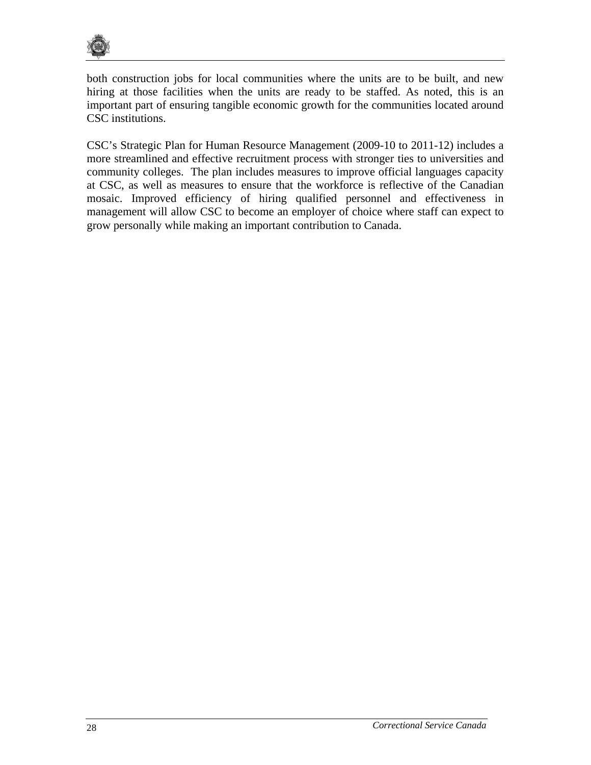both construction jobs for local communities where the units are to be built, and new hiring at those facilities when the units are ready to be staffed. As noted, this is an important part of ensuring tangible economic growth for the communities located around CSC institutions.

CSC's Strategic Plan for Human Resource Management (2009-10 to 2011-12) includes a more streamlined and effective recruitment process with stronger ties to universities and community colleges. The plan includes measures to improve official languages capacity at CSC, as well as measures to ensure that the workforce is reflective of the Canadian mosaic. Improved efficiency of hiring qualified personnel and effectiveness in management will allow CSC to become an employer of choice where staff can expect to grow personally while making an important contribution to Canada.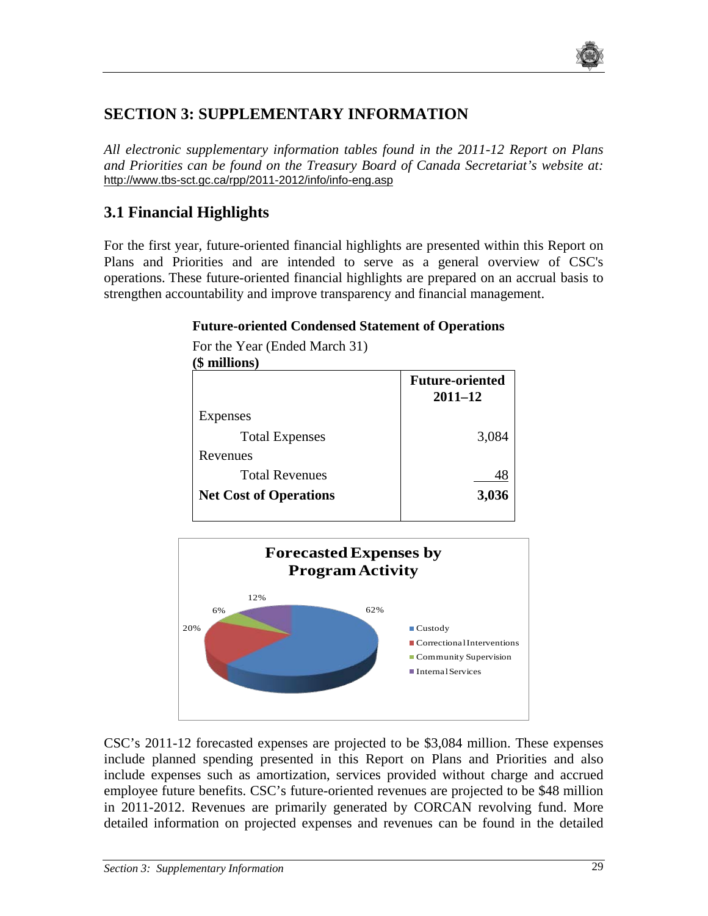## SECTION 3: SUPPLEMENTARY INFORMATION

*All electronic supplementary information tables found in the 2011-12 Report on Plans and Priorities can be found on the Treasury Board of Canada Secretariat's website at:* http://www.tbs-sct.gc.ca/rpp/2011-2012/info/info-eng.asp

### 3.1 Financial Highlights

For the first year, future-oriented financial highlights are presented within this Report on Plans and Priorities and are intended to serve as a general overview of CSC's operations. These future-oriented financial highlights are prepared on an accrual basis to strengthen accountability and improve transparency and financial management.

**Future-oriented Condensed Statement of Operations**

For the Year (Ended March 31)
**($ millions)**

| | **Future-oriented 2011–12** |
|---|---|
| Expenses | |
| Total Expenses | 3,084 |
| Revenues | |
| Total Revenues | 48 |
| **Net Cost of Operations** | **3,036** |

**Forecasted Expenses by Program Activity**

- Custody: 62%
- Correctional Interventions: 20%
- Community Supervision: 6%
- Internal Services: 12%

CSC's 2011-12 forecasted expenses are projected to be $3,084 million. These expenses include planned spending presented in this Report on Plans and Priorities and also include expenses such as amortization, services provided without charge and accrued employee future benefits. CSC's future-oriented revenues are projected to be $48 million in 2011-2012. Revenues are primarily generated by CORCAN revolving fund. More detailed information on projected expenses and revenues can be found in the detailed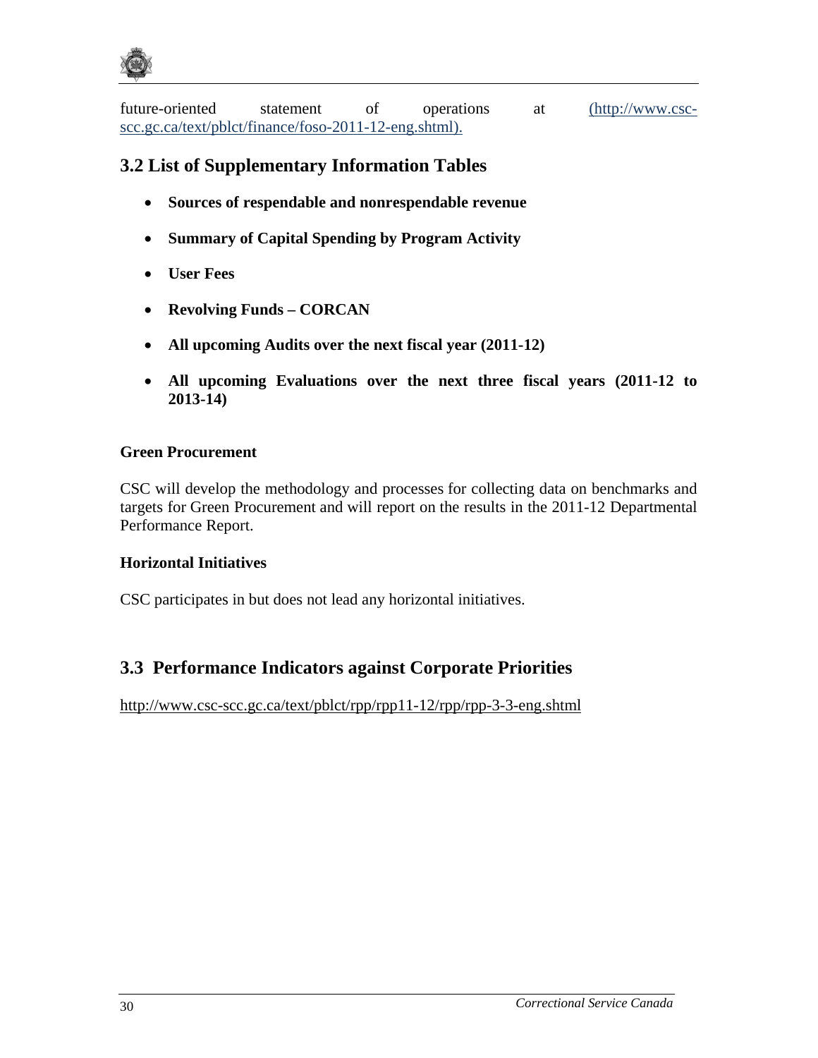future-oriented statement of operations at (http://www.csc-scc.gc.ca/text/pblct/finance/foso-2011-12-eng.shtml).

## 3.2 List of Supplementary Information Tables

- **Sources of respendable and nonrespendable revenue**
- **Summary of Capital Spending by Program Activity**
- **User Fees**
- **Revolving Funds – CORCAN**
- **All upcoming Audits over the next fiscal year (2011-12)**
- **All upcoming Evaluations over the next three fiscal years (2011-12 to 2013-14)**

**Green Procurement**

CSC will develop the methodology and processes for collecting data on benchmarks and targets for Green Procurement and will report on the results in the 2011-12 Departmental Performance Report.

**Horizontal Initiatives**

CSC participates in but does not lead any horizontal initiatives.

## 3.3 Performance Indicators against Corporate Priorities

http://www.csc-scc.gc.ca/text/pblct/rpp/rpp11-12/rpp/rpp-3-3-eng.shtml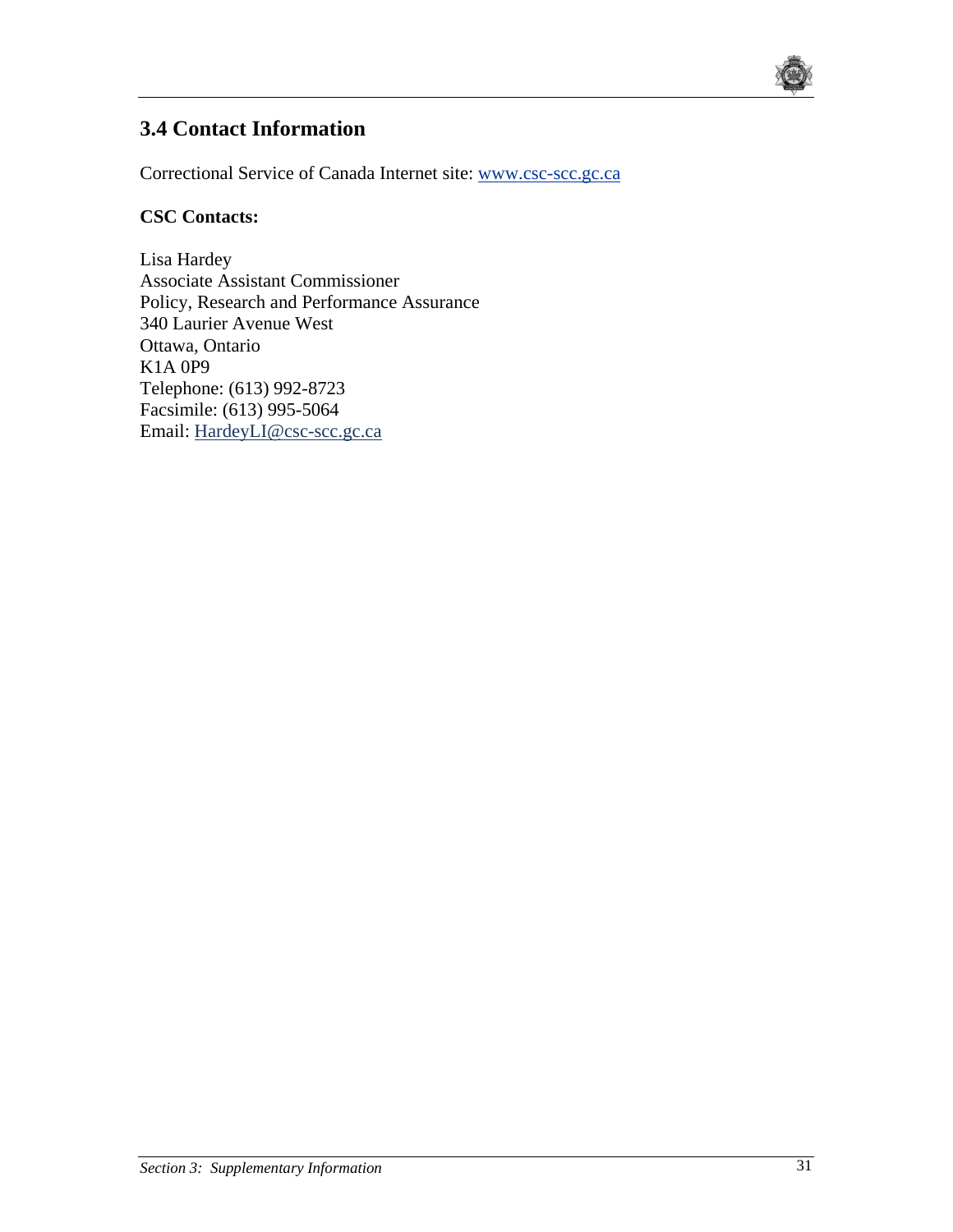## 3.4 Contact Information

Correctional Service of Canada Internet site: [www.csc-scc.gc.ca](http://www.csc-scc.gc.ca)

**CSC Contacts:**

Lisa Hardey
Associate Assistant Commissioner
Policy, Research and Performance Assurance
340 Laurier Avenue West
Ottawa, Ontario
K1A 0P9
Telephone: (613) 992-8723
Facsimile: (613) 995-5064
Email: [HardeyLI@csc-scc.gc.ca](mailto:HardeyLI@csc-scc.gc.ca)